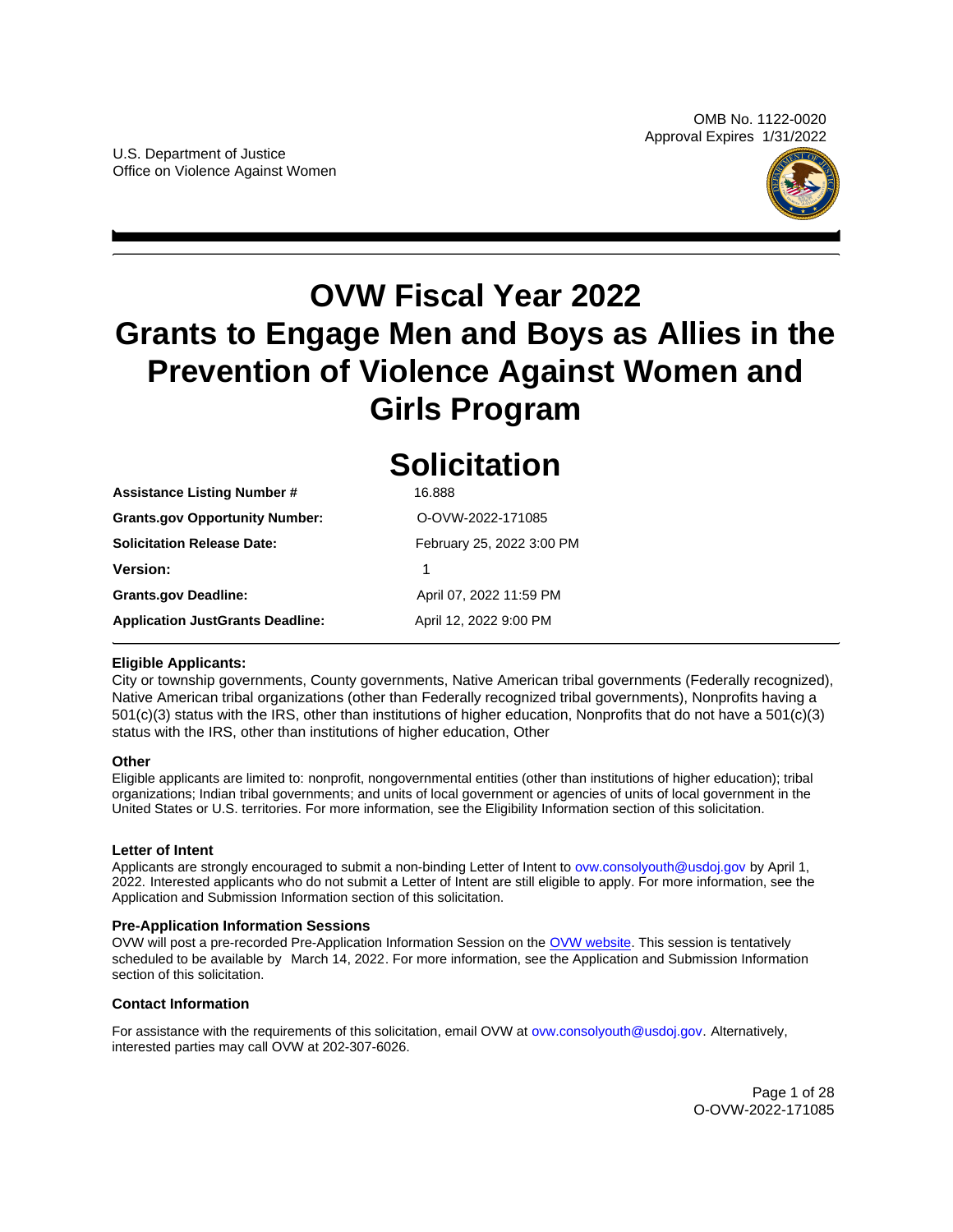OMB No. 1122-0020
Approval Expires 1/31/2022

U.S. Department of Justice
Office on Violence Against Women

# OVW Fiscal Year 2022 Grants to Engage Men and Boys as Allies in the Prevention of Violence Against Women and Girls Program

# Solicitation

| | |
|---|---|
| **Assistance Listing Number #** | 16.888 |
| **Grants.gov Opportunity Number:** | O-OVW-2022-171085 |
| **Solicitation Release Date:** | February 25, 2022 3:00 PM |
| **Version:** | 1 |
| **Grants.gov Deadline:** | April 07, 2022 11:59 PM |
| **Application JustGrants Deadline:** | April 12, 2022 9:00 PM |

**Eligible Applicants:**

City or township governments, County governments, Native American tribal governments (Federally recognized), Native American tribal organizations (other than Federally recognized tribal governments), Nonprofits having a 501(c)(3) status with the IRS, other than institutions of higher education, Nonprofits that do not have a 501(c)(3) status with the IRS, other than institutions of higher education, Other

**Other**

Eligible applicants are limited to: nonprofit, nongovernmental entities (other than institutions of higher education); tribal organizations; Indian tribal governments; and units of local government or agencies of units of local government in the United States or U.S. territories. For more information, see the Eligibility Information section of this solicitation.

**Letter of Intent**

Applicants are strongly encouraged to submit a non-binding Letter of Intent to ovw.consolyouth@usdoj.gov by April 1, 2022. Interested applicants who do not submit a Letter of Intent are still eligible to apply. For more information, see the Application and Submission Information section of this solicitation.

**Pre-Application Information Sessions**

OVW will post a pre-recorded Pre-Application Information Session on the OVW website. This session is tentatively scheduled to be available by March 14, 2022. For more information, see the Application and Submission Information section of this solicitation.

**Contact Information**

For assistance with the requirements of this solicitation, email OVW at ovw.consolyouth@usdoj.gov. Alternatively, interested parties may call OVW at 202-307-6026.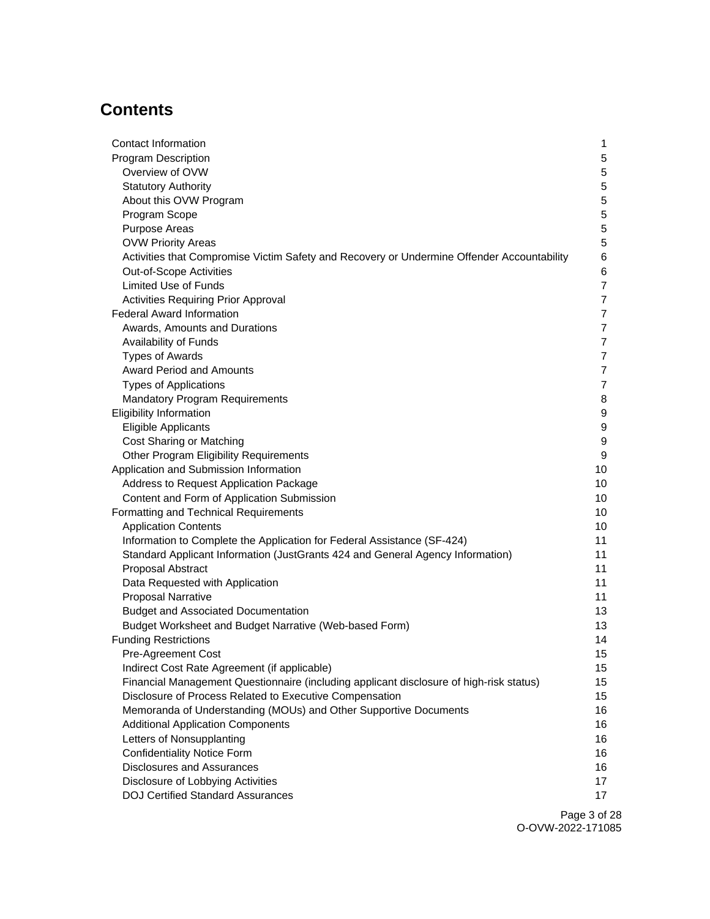# Contents

| | |
|---|---|
| Contact Information | 1 |
| Program Description | 5 |
| Overview of OVW | 5 |
| Statutory Authority | 5 |
| About this OVW Program | 5 |
| Program Scope | 5 |
| Purpose Areas | 5 |
| OVW Priority Areas | 5 |
| Activities that Compromise Victim Safety and Recovery or Undermine Offender Accountability | 6 |
| Out-of-Scope Activities | 6 |
| Limited Use of Funds | 7 |
| Activities Requiring Prior Approval | 7 |
| Federal Award Information | 7 |
| Awards, Amounts and Durations | 7 |
| Availability of Funds | 7 |
| Types of Awards | 7 |
| Award Period and Amounts | 7 |
| Types of Applications | 7 |
| Mandatory Program Requirements | 8 |
| Eligibility Information | 9 |
| Eligible Applicants | 9 |
| Cost Sharing or Matching | 9 |
| Other Program Eligibility Requirements | 9 |
| Application and Submission Information | 10 |
| Address to Request Application Package | 10 |
| Content and Form of Application Submission | 10 |
| Formatting and Technical Requirements | 10 |
| Application Contents | 10 |
| Information to Complete the Application for Federal Assistance (SF-424) | 11 |
| Standard Applicant Information (JustGrants 424 and General Agency Information) | 11 |
| Proposal Abstract | 11 |
| Data Requested with Application | 11 |
| Proposal Narrative | 11 |
| Budget and Associated Documentation | 13 |
| Budget Worksheet and Budget Narrative (Web-based Form) | 13 |
| Funding Restrictions | 14 |
| Pre-Agreement Cost | 15 |
| Indirect Cost Rate Agreement (if applicable) | 15 |
| Financial Management Questionnaire (including applicant disclosure of high-risk status) | 15 |
| Disclosure of Process Related to Executive Compensation | 15 |
| Memoranda of Understanding (MOUs) and Other Supportive Documents | 16 |
| Additional Application Components | 16 |
| Letters of Nonsupplanting | 16 |
| Confidentiality Notice Form | 16 |
| Disclosures and Assurances | 16 |
| Disclosure of Lobbying Activities | 17 |
| DOJ Certified Standard Assurances | 17 |

O-OVW-2022-171085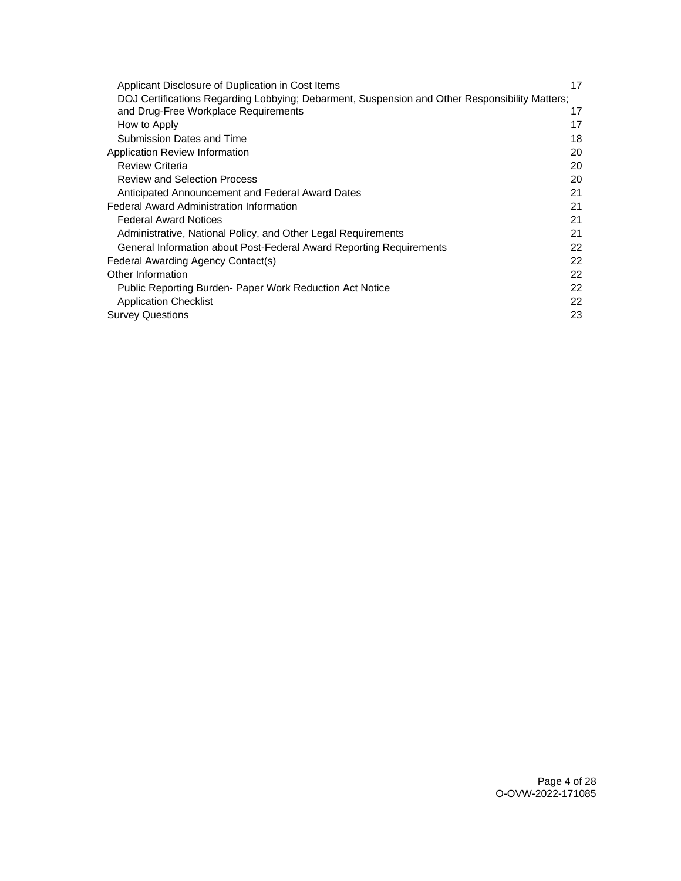Applicant Disclosure of Duplication in Cost Items 17
DOJ Certifications Regarding Lobbying; Debarment, Suspension and Other Responsibility Matters; and Drug-Free Workplace Requirements 17
How to Apply 17
Submission Dates and Time 18
Application Review Information 20
Review Criteria 20
Review and Selection Process 20
Anticipated Announcement and Federal Award Dates 21
Federal Award Administration Information 21
Federal Award Notices 21
Administrative, National Policy, and Other Legal Requirements 21
General Information about Post-Federal Award Reporting Requirements 22
Federal Awarding Agency Contact(s) 22
Other Information 22
Public Reporting Burden- Paper Work Reduction Act Notice 22
Application Checklist 22
Survey Questions 23

O-OVW-2022-171085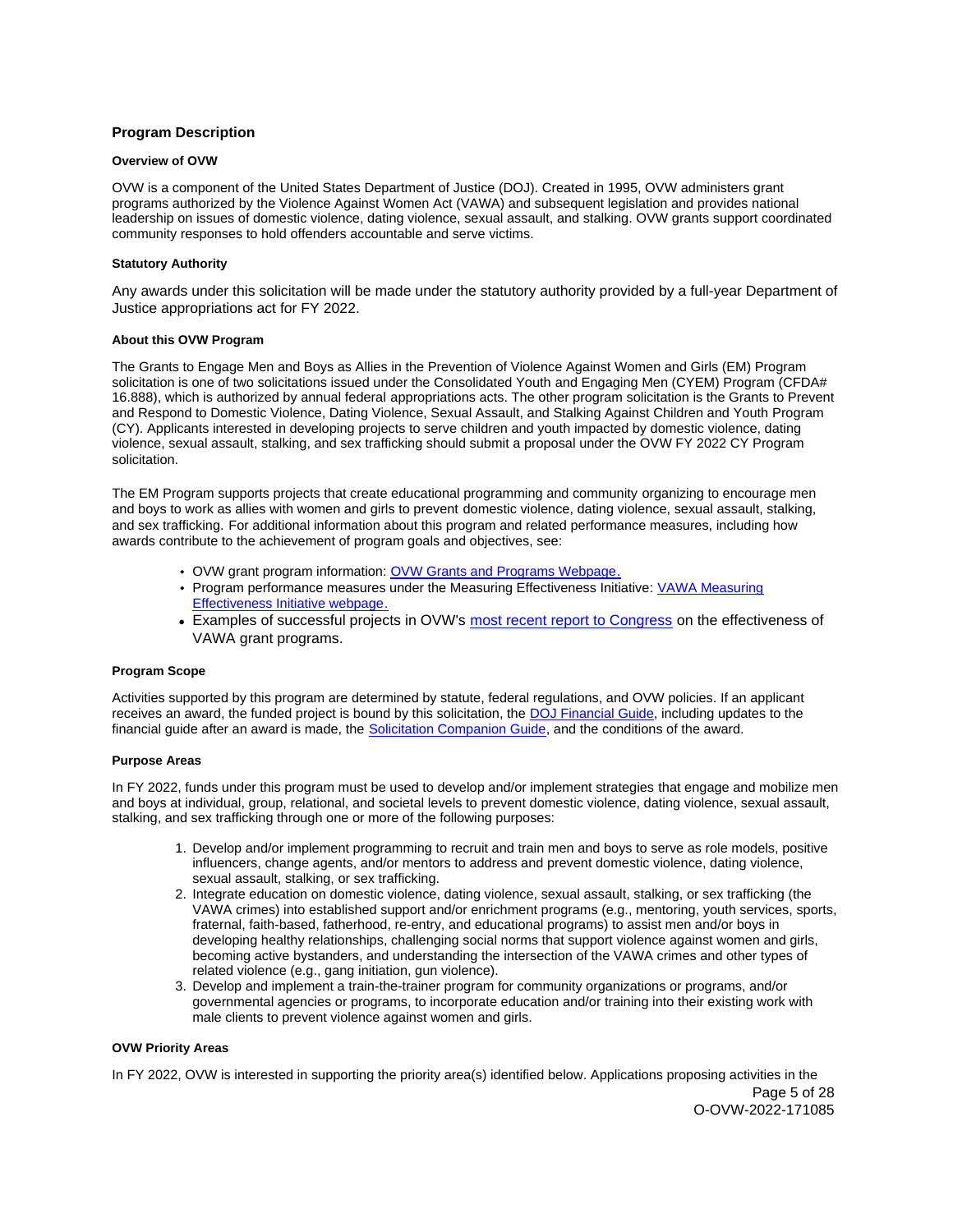## Program Description

### Overview of OVW

OVW is a component of the United States Department of Justice (DOJ). Created in 1995, OVW administers grant programs authorized by the Violence Against Women Act (VAWA) and subsequent legislation and provides national leadership on issues of domestic violence, dating violence, sexual assault, and stalking. OVW grants support coordinated community responses to hold offenders accountable and serve victims.

### Statutory Authority

Any awards under this solicitation will be made under the statutory authority provided by a full-year Department of Justice appropriations act for FY 2022.

### About this OVW Program

The Grants to Engage Men and Boys as Allies in the Prevention of Violence Against Women and Girls (EM) Program solicitation is one of two solicitations issued under the Consolidated Youth and Engaging Men (CYEM) Program (CFDA# 16.888), which is authorized by annual federal appropriations acts. The other program solicitation is the Grants to Prevent and Respond to Domestic Violence, Dating Violence, Sexual Assault, and Stalking Against Children and Youth Program (CY). Applicants interested in developing projects to serve children and youth impacted by domestic violence, dating violence, sexual assault, stalking, and sex trafficking should submit a proposal under the OVW FY 2022 CY Program solicitation.

The EM Program supports projects that create educational programming and community organizing to encourage men and boys to work as allies with women and girls to prevent domestic violence, dating violence, sexual assault, stalking, and sex trafficking. For additional information about this program and related performance measures, including how awards contribute to the achievement of program goals and objectives, see:

- OVW grant program information: OVW Grants and Programs Webpage.
- Program performance measures under the Measuring Effectiveness Initiative: VAWA Measuring Effectiveness Initiative webpage.
- Examples of successful projects in OVW's most recent report to Congress on the effectiveness of VAWA grant programs.

### Program Scope

Activities supported by this program are determined by statute, federal regulations, and OVW policies. If an applicant receives an award, the funded project is bound by this solicitation, the DOJ Financial Guide, including updates to the financial guide after an award is made, the Solicitation Companion Guide, and the conditions of the award.

### Purpose Areas

In FY 2022, funds under this program must be used to develop and/or implement strategies that engage and mobilize men and boys at individual, group, relational, and societal levels to prevent domestic violence, dating violence, sexual assault, stalking, and sex trafficking through one or more of the following purposes:

1. Develop and/or implement programming to recruit and train men and boys to serve as role models, positive influencers, change agents, and/or mentors to address and prevent domestic violence, dating violence, sexual assault, stalking, or sex trafficking.
2. Integrate education on domestic violence, dating violence, sexual assault, stalking, or sex trafficking (the VAWA crimes) into established support and/or enrichment programs (e.g., mentoring, youth services, sports, fraternal, faith-based, fatherhood, re-entry, and educational programs) to assist men and/or boys in developing healthy relationships, challenging social norms that support violence against women and girls, becoming active bystanders, and understanding the intersection of the VAWA crimes and other types of related violence (e.g., gang initiation, gun violence).
3. Develop and implement a train-the-trainer program for community organizations or programs, and/or governmental agencies or programs, to incorporate education and/or training into their existing work with male clients to prevent violence against women and girls.

### OVW Priority Areas

In FY 2022, OVW is interested in supporting the priority area(s) identified below. Applications proposing activities in the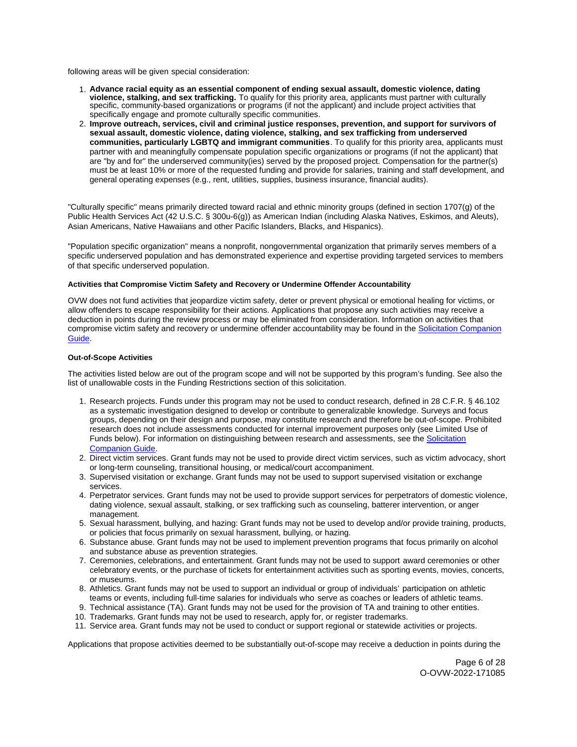following areas will be given special consideration:

1. **Advance racial equity as an essential component of ending sexual assault, domestic violence, dating violence, stalking, and sex trafficking.** To qualify for this priority area, applicants must partner with culturally specific, community-based organizations or programs (if not the applicant) and include project activities that specifically engage and promote culturally specific communities.
2. **Improve outreach, services, civil and criminal justice responses, prevention, and support for survivors of sexual assault, domestic violence, dating violence, stalking, and sex trafficking from underserved communities, particularly LGBTQ and immigrant communities**. To qualify for this priority area, applicants must partner with and meaningfully compensate population specific organizations or programs (if not the applicant) that are "by and for" the underserved community(ies) served by the proposed project. Compensation for the partner(s) must be at least 10% or more of the requested funding and provide for salaries, training and staff development, and general operating expenses (e.g., rent, utilities, supplies, business insurance, financial audits).

"Culturally specific" means primarily directed toward racial and ethnic minority groups (defined in section 1707(g) of the Public Health Services Act (42 U.S.C. § 300u-6(g)) as American Indian (including Alaska Natives, Eskimos, and Aleuts), Asian Americans, Native Hawaiians and other Pacific Islanders, Blacks, and Hispanics).

"Population specific organization" means a nonprofit, nongovernmental organization that primarily serves members of a specific underserved population and has demonstrated experience and expertise providing targeted services to members of that specific underserved population.

#### Activities that Compromise Victim Safety and Recovery or Undermine Offender Accountability

OVW does not fund activities that jeopardize victim safety, deter or prevent physical or emotional healing for victims, or allow offenders to escape responsibility for their actions. Applications that propose any such activities may receive a deduction in points during the review process or may be eliminated from consideration. Information on activities that compromise victim safety and recovery or undermine offender accountability may be found in the Solicitation Companion Guide.

#### Out-of-Scope Activities

The activities listed below are out of the program scope and will not be supported by this program's funding. See also the list of unallowable costs in the Funding Restrictions section of this solicitation.

1. Research projects. Funds under this program may not be used to conduct research, defined in 28 C.F.R. § 46.102 as a systematic investigation designed to develop or contribute to generalizable knowledge. Surveys and focus groups, depending on their design and purpose, may constitute research and therefore be out-of-scope. Prohibited research does not include assessments conducted for internal improvement purposes only (see Limited Use of Funds below). For information on distinguishing between research and assessments, see the Solicitation Companion Guide.
2. Direct victim services. Grant funds may not be used to provide direct victim services, such as victim advocacy, short or long-term counseling, transitional housing, or medical/court accompaniment.
3. Supervised visitation or exchange. Grant funds may not be used to support supervised visitation or exchange services.
4. Perpetrator services. Grant funds may not be used to provide support services for perpetrators of domestic violence, dating violence, sexual assault, stalking, or sex trafficking such as counseling, batterer intervention, or anger management.
5. Sexual harassment, bullying, and hazing: Grant funds may not be used to develop and/or provide training, products, or policies that focus primarily on sexual harassment, bullying, or hazing.
6. Substance abuse. Grant funds may not be used to implement prevention programs that focus primarily on alcohol and substance abuse as prevention strategies.
7. Ceremonies, celebrations, and entertainment. Grant funds may not be used to support award ceremonies or other celebratory events, or the purchase of tickets for entertainment activities such as sporting events, movies, concerts, or museums.
8. Athletics. Grant funds may not be used to support an individual or group of individuals' participation on athletic teams or events, including full-time salaries for individuals who serve as coaches or leaders of athletic teams.
9. Technical assistance (TA). Grant funds may not be used for the provision of TA and training to other entities.
10. Trademarks. Grant funds may not be used to research, apply for, or register trademarks.
11. Service area. Grant funds may not be used to conduct or support regional or statewide activities or projects.

Applications that propose activities deemed to be substantially out-of-scope may receive a deduction in points during the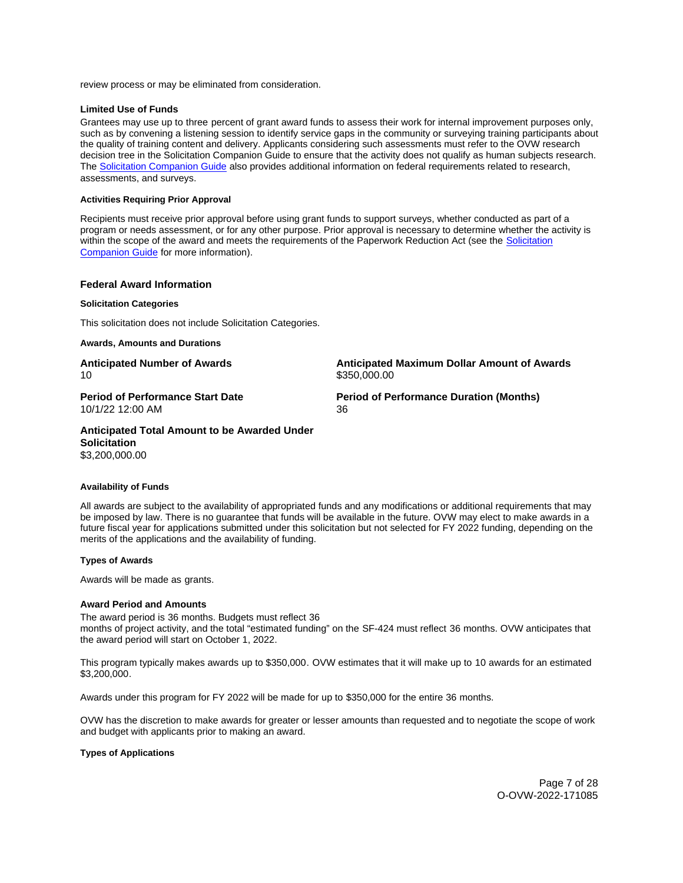review process or may be eliminated from consideration.

**Limited Use of Funds**

Grantees may use up to three percent of grant award funds to assess their work for internal improvement purposes only, such as by convening a listening session to identify service gaps in the community or surveying training participants about the quality of training content and delivery. Applicants considering such assessments must refer to the OVW research decision tree in the Solicitation Companion Guide to ensure that the activity does not qualify as human subjects research. The Solicitation Companion Guide also provides additional information on federal requirements related to research, assessments, and surveys.

**Activities Requiring Prior Approval**

Recipients must receive prior approval before using grant funds to support surveys, whether conducted as part of a program or needs assessment, or for any other purpose. Prior approval is necessary to determine whether the activity is within the scope of the award and meets the requirements of the Paperwork Reduction Act (see the Solicitation Companion Guide for more information).

### Federal Award Information

**Solicitation Categories**

This solicitation does not include Solicitation Categories.

**Awards, Amounts and Durations**

**Anticipated Number of Awards**
10

**Anticipated Maximum Dollar Amount of Awards**
$350,000.00

**Period of Performance Start Date**
10/1/22 12:00 AM

**Period of Performance Duration (Months)**
36

**Anticipated Total Amount to be Awarded Under Solicitation**
$3,200,000.00

**Availability of Funds**

All awards are subject to the availability of appropriated funds and any modifications or additional requirements that may be imposed by law. There is no guarantee that funds will be available in the future. OVW may elect to make awards in a future fiscal year for applications submitted under this solicitation but not selected for FY 2022 funding, depending on the merits of the applications and the availability of funding.

**Types of Awards**

Awards will be made as grants.

**Award Period and Amounts**

The award period is 36 months. Budgets must reflect 36 months of project activity, and the total "estimated funding" on the SF-424 must reflect 36 months. OVW anticipates that the award period will start on October 1, 2022.

This program typically makes awards up to $350,000. OVW estimates that it will make up to 10 awards for an estimated $3,200,000.

Awards under this program for FY 2022 will be made for up to $350,000 for the entire 36 months.

OVW has the discretion to make awards for greater or lesser amounts than requested and to negotiate the scope of work and budget with applicants prior to making an award.

**Types of Applications**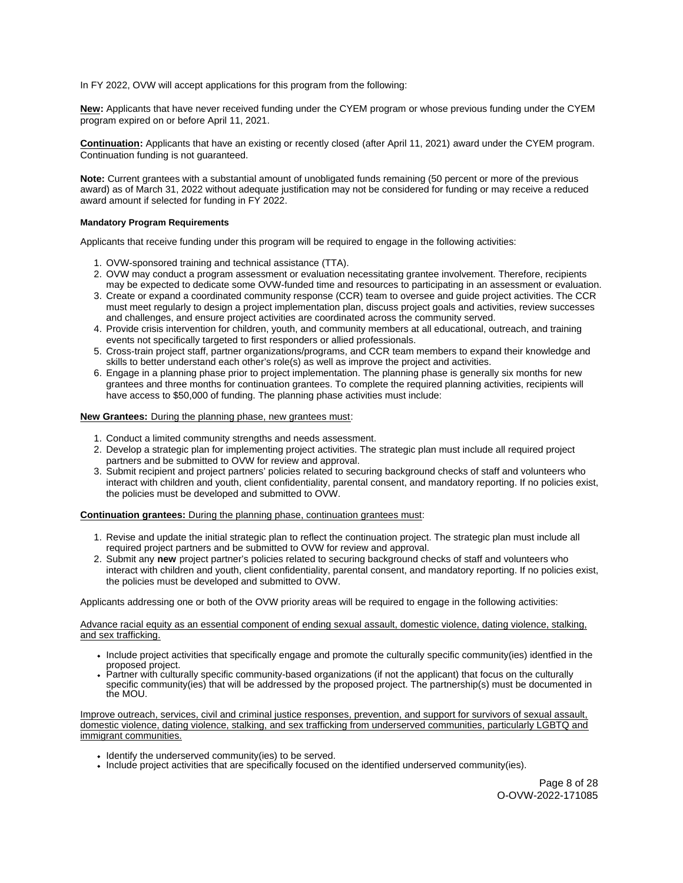In FY 2022, OVW will accept applications for this program from the following:

**New:** Applicants that have never received funding under the CYEM program or whose previous funding under the CYEM program expired on or before April 11, 2021.

**Continuation:** Applicants that have an existing or recently closed (after April 11, 2021) award under the CYEM program. Continuation funding is not guaranteed.

**Note:** Current grantees with a substantial amount of unobligated funds remaining (50 percent or more of the previous award) as of March 31, 2022 without adequate justification may not be considered for funding or may receive a reduced award amount if selected for funding in FY 2022.

#### Mandatory Program Requirements

Applicants that receive funding under this program will be required to engage in the following activities:

1. OVW-sponsored training and technical assistance (TTA).
2. OVW may conduct a program assessment or evaluation necessitating grantee involvement. Therefore, recipients may be expected to dedicate some OVW-funded time and resources to participating in an assessment or evaluation.
3. Create or expand a coordinated community response (CCR) team to oversee and guide project activities. The CCR must meet regularly to design a project implementation plan, discuss project goals and activities, review successes and challenges, and ensure project activities are coordinated across the community served.
4. Provide crisis intervention for children, youth, and community members at all educational, outreach, and training events not specifically targeted to first responders or allied professionals.
5. Cross-train project staff, partner organizations/programs, and CCR team members to expand their knowledge and skills to better understand each other's role(s) as well as improve the project and activities.
6. Engage in a planning phase prior to project implementation. The planning phase is generally six months for new grantees and three months for continuation grantees. To complete the required planning activities, recipients will have access to $50,000 of funding. The planning phase activities must include:

**New Grantees:** During the planning phase, new grantees must:

1. Conduct a limited community strengths and needs assessment.
2. Develop a strategic plan for implementing project activities. The strategic plan must include all required project partners and be submitted to OVW for review and approval.
3. Submit recipient and project partners' policies related to securing background checks of staff and volunteers who interact with children and youth, client confidentiality, parental consent, and mandatory reporting. If no policies exist, the policies must be developed and submitted to OVW.

**Continuation grantees:** During the planning phase, continuation grantees must:

1. Revise and update the initial strategic plan to reflect the continuation project. The strategic plan must include all required project partners and be submitted to OVW for review and approval.
2. Submit any **new** project partner's policies related to securing background checks of staff and volunteers who interact with children and youth, client confidentiality, parental consent, and mandatory reporting. If no policies exist, the policies must be developed and submitted to OVW.

Applicants addressing one or both of the OVW priority areas will be required to engage in the following activities:

Advance racial equity as an essential component of ending sexual assault, domestic violence, dating violence, stalking, and sex trafficking.

- Include project activities that specifically engage and promote the culturally specific community(ies) identfied in the proposed project.
- Partner with culturally specific community-based organizations (if not the applicant) that focus on the culturally specific community(ies) that will be addressed by the proposed project. The partnership(s) must be documented in the MOU.

Improve outreach, services, civil and criminal justice responses, prevention, and support for survivors of sexual assault, domestic violence, dating violence, stalking, and sex trafficking from underserved communities, particularly LGBTQ and immigrant communities.

- Identify the underserved community(ies) to be served.
- Include project activities that are specifically focused on the identified underserved community(ies).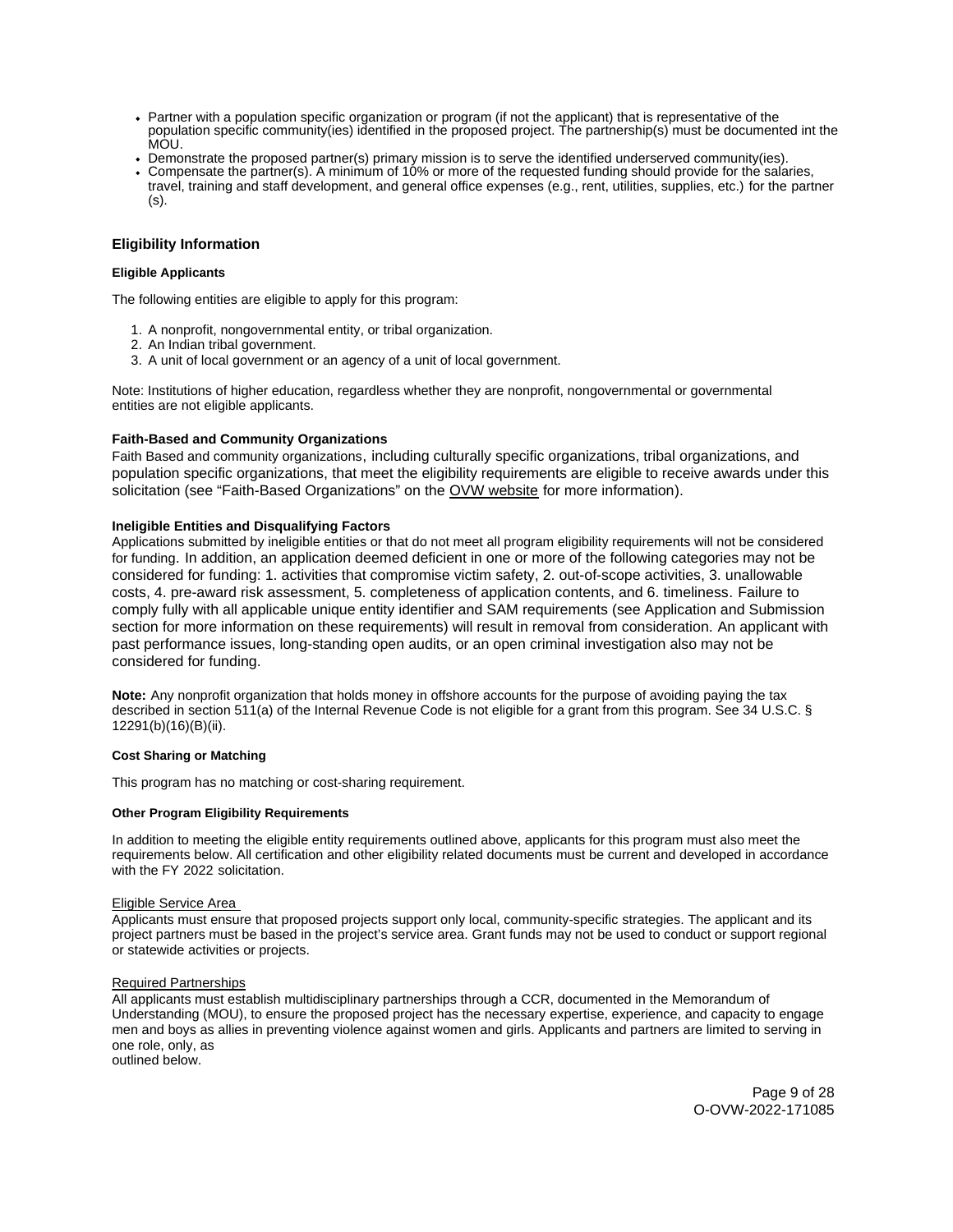- Partner with a population specific organization or program (if not the applicant) that is representative of the population specific community(ies) identified in the proposed project. The partnership(s) must be documented int the MOU.
- Demonstrate the proposed partner(s) primary mission is to serve the identified underserved community(ies).
- Compensate the partner(s). A minimum of 10% or more of the requested funding should provide for the salaries, travel, training and staff development, and general office expenses (e.g., rent, utilities, supplies, etc.) for the partner (s).

## Eligibility Information

#### Eligible Applicants

The following entities are eligible to apply for this program:

1. A nonprofit, nongovernmental entity, or tribal organization.
2. An Indian tribal government.
3. A unit of local government or an agency of a unit of local government.

Note: Institutions of higher education, regardless whether they are nonprofit, nongovernmental or governmental entities are not eligible applicants.

#### Faith-Based and Community Organizations

Faith Based and community organizations, including culturally specific organizations, tribal organizations, and population specific organizations, that meet the eligibility requirements are eligible to receive awards under this solicitation (see "Faith-Based Organizations" on the OVW website for more information).

#### Ineligible Entities and Disqualifying Factors

Applications submitted by ineligible entities or that do not meet all program eligibility requirements will not be considered for funding. In addition, an application deemed deficient in one or more of the following categories may not be considered for funding: 1. activities that compromise victim safety, 2. out-of-scope activities, 3. unallowable costs, 4. pre-award risk assessment, 5. completeness of application contents, and 6. timeliness. Failure to comply fully with all applicable unique entity identifier and SAM requirements (see Application and Submission section for more information on these requirements) will result in removal from consideration. An applicant with past performance issues, long-standing open audits, or an open criminal investigation also may not be considered for funding.

**Note:** Any nonprofit organization that holds money in offshore accounts for the purpose of avoiding paying the tax described in section 511(a) of the Internal Revenue Code is not eligible for a grant from this program. See 34 U.S.C. § 12291(b)(16)(B)(ii).

#### Cost Sharing or Matching

This program has no matching or cost-sharing requirement.

#### Other Program Eligibility Requirements

In addition to meeting the eligible entity requirements outlined above, applicants for this program must also meet the requirements below. All certification and other eligibility related documents must be current and developed in accordance with the FY 2022 solicitation.

Eligible Service Area

Applicants must ensure that proposed projects support only local, community-specific strategies. The applicant and its project partners must be based in the project's service area. Grant funds may not be used to conduct or support regional or statewide activities or projects.

Required Partnerships

All applicants must establish multidisciplinary partnerships through a CCR, documented in the Memorandum of Understanding (MOU), to ensure the proposed project has the necessary expertise, experience, and capacity to engage men and boys as allies in preventing violence against women and girls. Applicants and partners are limited to serving in one role, only, as outlined below.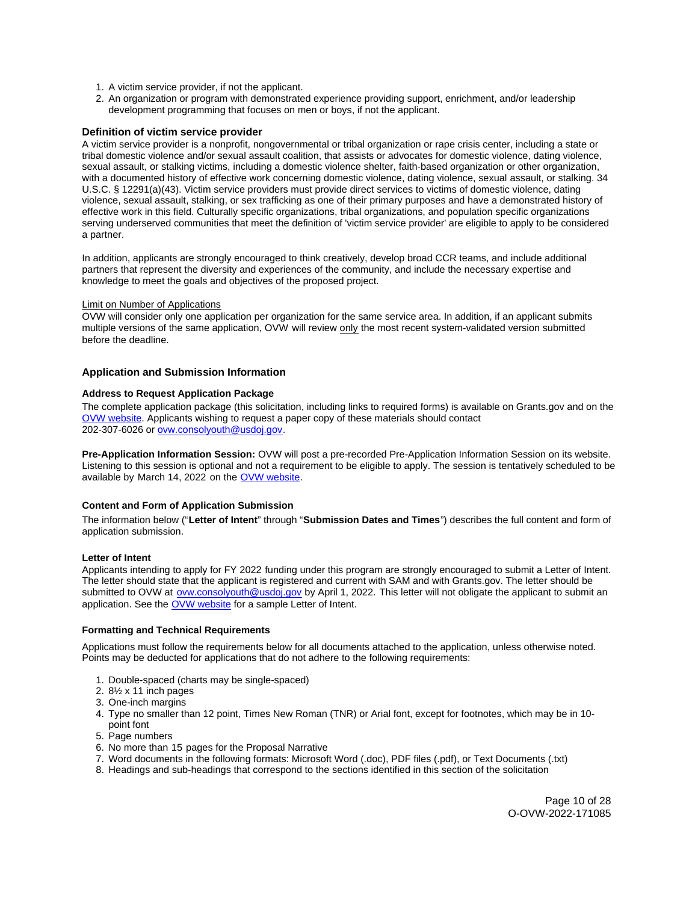1. A victim service provider, if not the applicant.
2. An organization or program with demonstrated experience providing support, enrichment, and/or leadership development programming that focuses on men or boys, if not the applicant.

### Definition of victim service provider

A victim service provider is a nonprofit, nongovernmental or tribal organization or rape crisis center, including a state or tribal domestic violence and/or sexual assault coalition, that assists or advocates for domestic violence, dating violence, sexual assault, or stalking victims, including a domestic violence shelter, faith-based organization or other organization, with a documented history of effective work concerning domestic violence, dating violence, sexual assault, or stalking. 34 U.S.C. § 12291(a)(43). Victim service providers must provide direct services to victims of domestic violence, dating violence, sexual assault, stalking, or sex trafficking as one of their primary purposes and have a demonstrated history of effective work in this field. Culturally specific organizations, tribal organizations, and population specific organizations serving underserved communities that meet the definition of 'victim service provider' are eligible to apply to be considered a partner.

In addition, applicants are strongly encouraged to think creatively, develop broad CCR teams, and include additional partners that represent the diversity and experiences of the community, and include the necessary expertise and knowledge to meet the goals and objectives of the proposed project.

Limit on Number of Applications

OVW will consider only one application per organization for the same service area. In addition, if an applicant submits multiple versions of the same application, OVW will review only the most recent system-validated version submitted before the deadline.

## Application and Submission Information

### Address to Request Application Package

The complete application package (this solicitation, including links to required forms) is available on Grants.gov and on the OVW website. Applicants wishing to request a paper copy of these materials should contact 202-307-6026 or ovw.consolyouth@usdoj.gov.

**Pre-Application Information Session:** OVW will post a pre-recorded Pre-Application Information Session on its website. Listening to this session is optional and not a requirement to be eligible to apply. The session is tentatively scheduled to be available by March 14, 2022 on the OVW website.

### Content and Form of Application Submission

The information below ("**Letter of Intent**" through "**Submission Dates and Times**") describes the full content and form of application submission.

### Letter of Intent

Applicants intending to apply for FY 2022 funding under this program are strongly encouraged to submit a Letter of Intent. The letter should state that the applicant is registered and current with SAM and with Grants.gov. The letter should be submitted to OVW at ovw.consolyouth@usdoj.gov by April 1, 2022. This letter will not obligate the applicant to submit an application. See the OVW website for a sample Letter of Intent.

### Formatting and Technical Requirements

Applications must follow the requirements below for all documents attached to the application, unless otherwise noted. Points may be deducted for applications that do not adhere to the following requirements:

1. Double-spaced (charts may be single-spaced)
2. 8½ x 11 inch pages
3. One-inch margins
4. Type no smaller than 12 point, Times New Roman (TNR) or Arial font, except for footnotes, which may be in 10-point font
5. Page numbers
6. No more than 15 pages for the Proposal Narrative
7. Word documents in the following formats: Microsoft Word (.doc), PDF files (.pdf), or Text Documents (.txt)
8. Headings and sub-headings that correspond to the sections identified in this section of the solicitation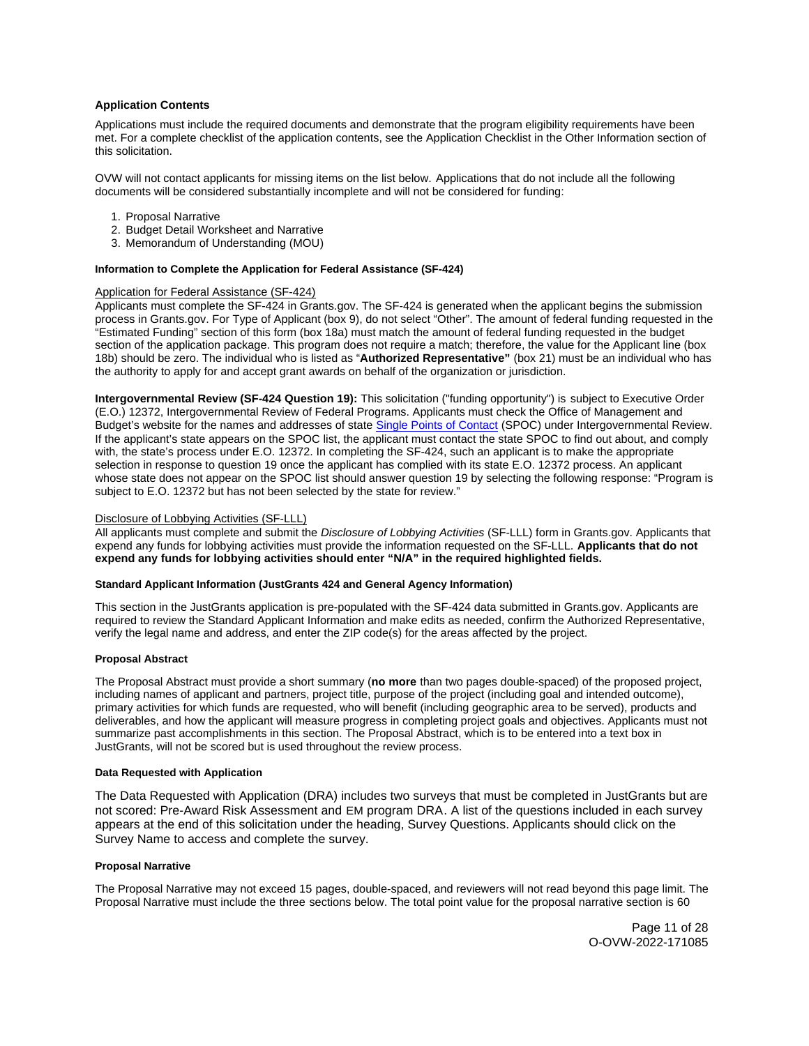### Application Contents

Applications must include the required documents and demonstrate that the program eligibility requirements have been met. For a complete checklist of the application contents, see the Application Checklist in the Other Information section of this solicitation.

OVW will not contact applicants for missing items on the list below. Applications that do not include all the following documents will be considered substantially incomplete and will not be considered for funding:

1. Proposal Narrative
2. Budget Detail Worksheet and Narrative
3. Memorandum of Understanding (MOU)

#### Information to Complete the Application for Federal Assistance (SF-424)

Application for Federal Assistance (SF-424)

Applicants must complete the SF-424 in Grants.gov. The SF-424 is generated when the applicant begins the submission process in Grants.gov. For Type of Applicant (box 9), do not select "Other". The amount of federal funding requested in the "Estimated Funding" section of this form (box 18a) must match the amount of federal funding requested in the budget section of the application package. This program does not require a match; therefore, the value for the Applicant line (box 18b) should be zero. The individual who is listed as "**Authorized Representative"** (box 21) must be an individual who has the authority to apply for and accept grant awards on behalf of the organization or jurisdiction.

**Intergovernmental Review (SF-424 Question 19):** This solicitation ("funding opportunity") is subject to Executive Order (E.O.) 12372, Intergovernmental Review of Federal Programs. Applicants must check the Office of Management and Budget's website for the names and addresses of state Single Points of Contact (SPOC) under Intergovernmental Review. If the applicant's state appears on the SPOC list, the applicant must contact the state SPOC to find out about, and comply with, the state's process under E.O. 12372. In completing the SF-424, such an applicant is to make the appropriate selection in response to question 19 once the applicant has complied with its state E.O. 12372 process. An applicant whose state does not appear on the SPOC list should answer question 19 by selecting the following response: "Program is subject to E.O. 12372 but has not been selected by the state for review."

Disclosure of Lobbying Activities (SF-LLL)

All applicants must complete and submit the *Disclosure of Lobbying Activities* (SF-LLL) form in Grants.gov. Applicants that expend any funds for lobbying activities must provide the information requested on the SF-LLL. **Applicants that do not expend any funds for lobbying activities should enter "N/A" in the required highlighted fields.**

#### Standard Applicant Information (JustGrants 424 and General Agency Information)

This section in the JustGrants application is pre-populated with the SF-424 data submitted in Grants.gov. Applicants are required to review the Standard Applicant Information and make edits as needed, confirm the Authorized Representative, verify the legal name and address, and enter the ZIP code(s) for the areas affected by the project.

#### Proposal Abstract

The Proposal Abstract must provide a short summary (**no more** than two pages double-spaced) of the proposed project, including names of applicant and partners, project title, purpose of the project (including goal and intended outcome), primary activities for which funds are requested, who will benefit (including geographic area to be served), products and deliverables, and how the applicant will measure progress in completing project goals and objectives. Applicants must not summarize past accomplishments in this section. The Proposal Abstract, which is to be entered into a text box in JustGrants, will not be scored but is used throughout the review process.

#### Data Requested with Application

The Data Requested with Application (DRA) includes two surveys that must be completed in JustGrants but are not scored: Pre-Award Risk Assessment and EM program DRA. A list of the questions included in each survey appears at the end of this solicitation under the heading, Survey Questions. Applicants should click on the Survey Name to access and complete the survey.

#### Proposal Narrative

The Proposal Narrative may not exceed 15 pages, double-spaced, and reviewers will not read beyond this page limit. The Proposal Narrative must include the three sections below. The total point value for the proposal narrative section is 60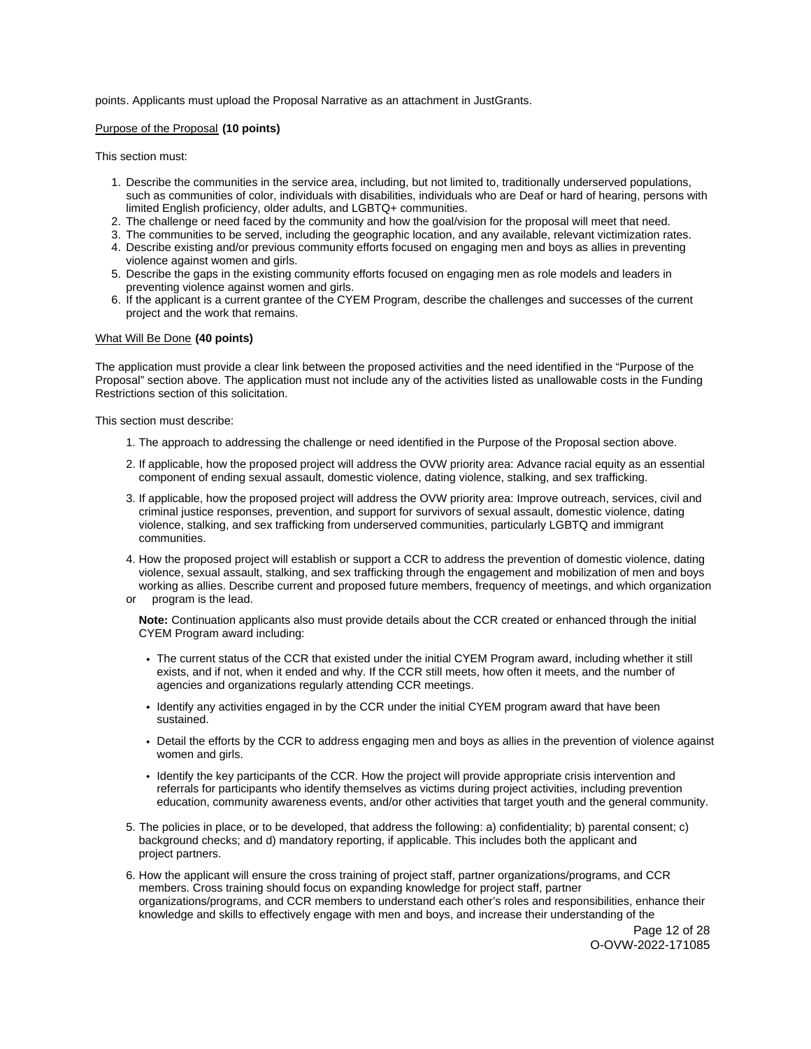points. Applicants must upload the Proposal Narrative as an attachment in JustGrants.

Purpose of the Proposal **(10 points)**

This section must:

1. Describe the communities in the service area, including, but not limited to, traditionally underserved populations, such as communities of color, individuals with disabilities, individuals who are Deaf or hard of hearing, persons with limited English proficiency, older adults, and LGBTQ+ communities.
2. The challenge or need faced by the community and how the goal/vision for the proposal will meet that need.
3. The communities to be served, including the geographic location, and any available, relevant victimization rates.
4. Describe existing and/or previous community efforts focused on engaging men and boys as allies in preventing violence against women and girls.
5. Describe the gaps in the existing community efforts focused on engaging men as role models and leaders in preventing violence against women and girls.
6. If the applicant is a current grantee of the CYEM Program, describe the challenges and successes of the current project and the work that remains.

What Will Be Done **(40 points)**

The application must provide a clear link between the proposed activities and the need identified in the "Purpose of the Proposal" section above. The application must not include any of the activities listed as unallowable costs in the Funding Restrictions section of this solicitation.

This section must describe:

1. The approach to addressing the challenge or need identified in the Purpose of the Proposal section above.
2. If applicable, how the proposed project will address the OVW priority area: Advance racial equity as an essential component of ending sexual assault, domestic violence, dating violence, stalking, and sex trafficking.
3. If applicable, how the proposed project will address the OVW priority area: Improve outreach, services, civil and criminal justice responses, prevention, and support for survivors of sexual assault, domestic violence, dating violence, stalking, and sex trafficking from underserved communities, particularly LGBTQ and immigrant communities.
4. How the proposed project will establish or support a CCR to address the prevention of domestic violence, dating violence, sexual assault, stalking, and sex trafficking through the engagement and mobilization of men and boys working as allies. Describe current and proposed future members, frequency of meetings, and which organization or program is the lead.

   **Note:** Continuation applicants also must provide details about the CCR created or enhanced through the initial CYEM Program award including:

   - The current status of the CCR that existed under the initial CYEM Program award, including whether it still exists, and if not, when it ended and why. If the CCR still meets, how often it meets, and the number of agencies and organizations regularly attending CCR meetings.
   - Identify any activities engaged in by the CCR under the initial CYEM program award that have been sustained.
   - Detail the efforts by the CCR to address engaging men and boys as allies in the prevention of violence against women and girls.
   - Identify the key participants of the CCR. How the project will provide appropriate crisis intervention and referrals for participants who identify themselves as victims during project activities, including prevention education, community awareness events, and/or other activities that target youth and the general community.

5. The policies in place, or to be developed, that address the following: a) confidentiality; b) parental consent; c) background checks; and d) mandatory reporting, if applicable. This includes both the applicant and project partners.
6. How the applicant will ensure the cross training of project staff, partner organizations/programs, and CCR members. Cross training should focus on expanding knowledge for project staff, partner organizations/programs, and CCR members to understand each other's roles and responsibilities, enhance their knowledge and skills to effectively engage with men and boys, and increase their understanding of the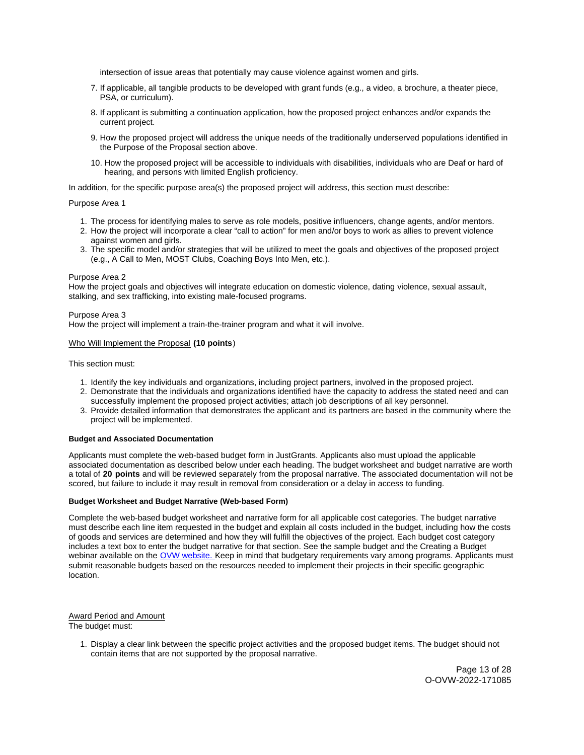intersection of issue areas that potentially may cause violence against women and girls.

7. If applicable, all tangible products to be developed with grant funds (e.g., a video, a brochure, a theater piece, PSA, or curriculum).
8. If applicant is submitting a continuation application, how the proposed project enhances and/or expands the current project.
9. How the proposed project will address the unique needs of the traditionally underserved populations identified in the Purpose of the Proposal section above.
10. How the proposed project will be accessible to individuals with disabilities, individuals who are Deaf or hard of hearing, and persons with limited English proficiency.

In addition, for the specific purpose area(s) the proposed project will address, this section must describe:

Purpose Area 1

1. The process for identifying males to serve as role models, positive influencers, change agents, and/or mentors.
2. How the project will incorporate a clear "call to action" for men and/or boys to work as allies to prevent violence against women and girls.
3. The specific model and/or strategies that will be utilized to meet the goals and objectives of the proposed project (e.g., A Call to Men, MOST Clubs, Coaching Boys Into Men, etc.).

Purpose Area 2
How the project goals and objectives will integrate education on domestic violence, dating violence, sexual assault, stalking, and sex trafficking, into existing male-focused programs.

Purpose Area 3
How the project will implement a train-the-trainer program and what it will involve.

<u>Who Will Implement the Proposal</u> **(10 points**)

This section must:

1. Identify the key individuals and organizations, including project partners, involved in the proposed project.
2. Demonstrate that the individuals and organizations identified have the capacity to address the stated need and can successfully implement the proposed project activities; attach job descriptions of all key personnel.
3. Provide detailed information that demonstrates the applicant and its partners are based in the community where the project will be implemented.

#### Budget and Associated Documentation

Applicants must complete the web-based budget form in JustGrants. Applicants also must upload the applicable associated documentation as described below under each heading. The budget worksheet and budget narrative are worth a total of **20 points** and will be reviewed separately from the proposal narrative. The associated documentation will not be scored, but failure to include it may result in removal from consideration or a delay in access to funding.

#### Budget Worksheet and Budget Narrative (Web-based Form)

Complete the web-based budget worksheet and narrative form for all applicable cost categories. The budget narrative must describe each line item requested in the budget and explain all costs included in the budget, including how the costs of goods and services are determined and how they will fulfill the objectives of the project. Each budget cost category includes a text box to enter the budget narrative for that section. See the sample budget and the Creating a Budget webinar available on the [OVW website.](OVW website) Keep in mind that budgetary requirements vary among programs. Applicants must submit reasonable budgets based on the resources needed to implement their projects in their specific geographic location.

<u>Award Period and Amount</u>
The budget must:

1. Display a clear link between the specific project activities and the proposed budget items. The budget should not contain items that are not supported by the proposal narrative.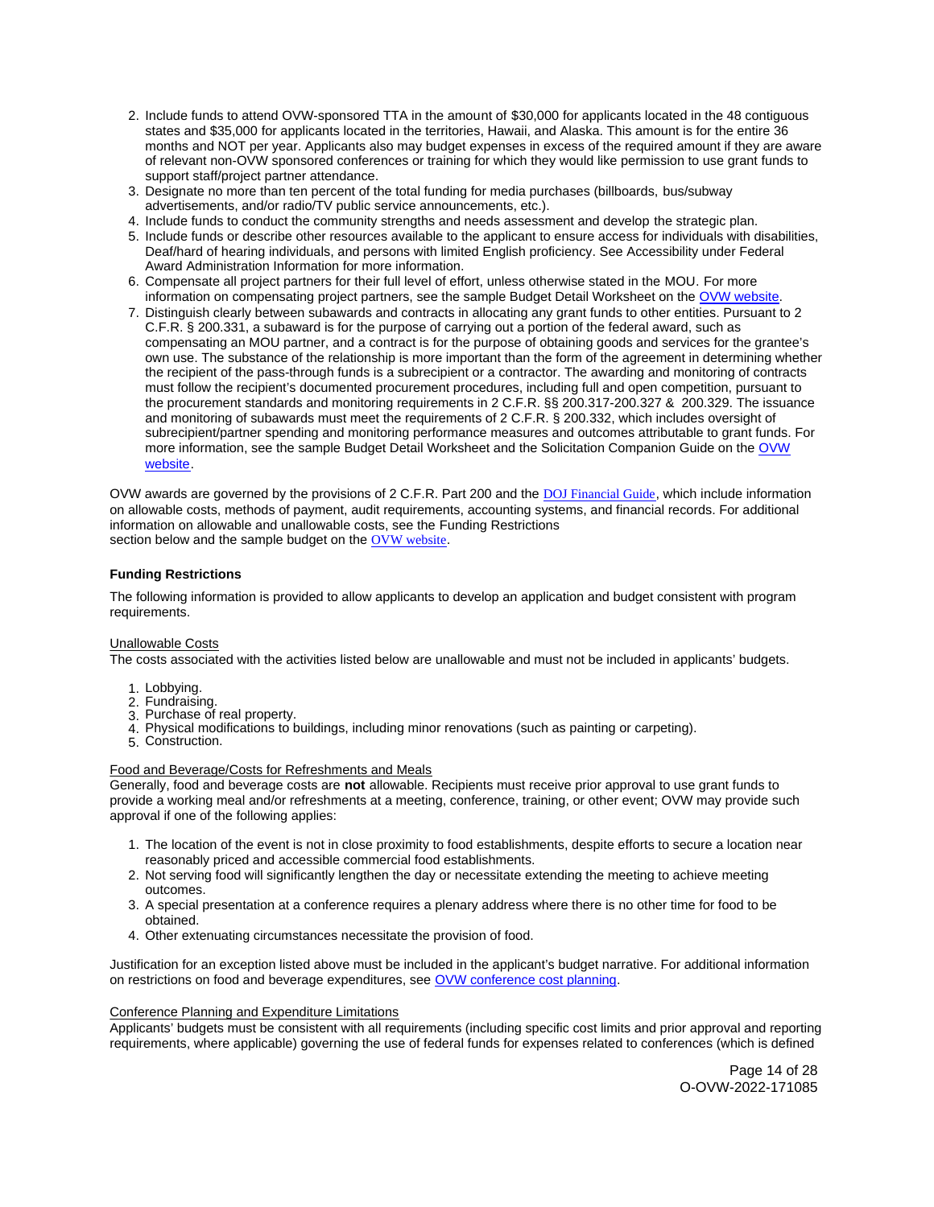2. Include funds to attend OVW-sponsored TTA in the amount of $30,000 for applicants located in the 48 contiguous states and $35,000 for applicants located in the territories, Hawaii, and Alaska. This amount is for the entire 36 months and NOT per year. Applicants also may budget expenses in excess of the required amount if they are aware of relevant non-OVW sponsored conferences or training for which they would like permission to use grant funds to support staff/project partner attendance.
3. Designate no more than ten percent of the total funding for media purchases (billboards, bus/subway advertisements, and/or radio/TV public service announcements, etc.).
4. Include funds to conduct the community strengths and needs assessment and develop the strategic plan.
5. Include funds or describe other resources available to the applicant to ensure access for individuals with disabilities, Deaf/hard of hearing individuals, and persons with limited English proficiency. See Accessibility under Federal Award Administration Information for more information.
6. Compensate all project partners for their full level of effort, unless otherwise stated in the MOU. For more information on compensating project partners, see the sample Budget Detail Worksheet on the OVW website.
7. Distinguish clearly between subawards and contracts in allocating any grant funds to other entities. Pursuant to 2 C.F.R. § 200.331, a subaward is for the purpose of carrying out a portion of the federal award, such as compensating an MOU partner, and a contract is for the purpose of obtaining goods and services for the grantee's own use. The substance of the relationship is more important than the form of the agreement in determining whether the recipient of the pass-through funds is a subrecipient or a contractor. The awarding and monitoring of contracts must follow the recipient's documented procurement procedures, including full and open competition, pursuant to the procurement standards and monitoring requirements in 2 C.F.R. §§ 200.317-200.327 & 200.329. The issuance and monitoring of subawards must meet the requirements of 2 C.F.R. § 200.332, which includes oversight of subrecipient/partner spending and monitoring performance measures and outcomes attributable to grant funds. For more information, see the sample Budget Detail Worksheet and the Solicitation Companion Guide on the OVW website.

OVW awards are governed by the provisions of 2 C.F.R. Part 200 and the DOJ Financial Guide, which include information on allowable costs, methods of payment, audit requirements, accounting systems, and financial records. For additional information on allowable and unallowable costs, see the Funding Restrictions section below and the sample budget on the OVW website.

**Funding Restrictions**

The following information is provided to allow applicants to develop an application and budget consistent with program requirements.

Unallowable Costs

The costs associated with the activities listed below are unallowable and must not be included in applicants' budgets.

1. Lobbying.
2. Fundraising.
3. Purchase of real property.
4. Physical modifications to buildings, including minor renovations (such as painting or carpeting).
5. Construction.

Food and Beverage/Costs for Refreshments and Meals

Generally, food and beverage costs are **not** allowable. Recipients must receive prior approval to use grant funds to provide a working meal and/or refreshments at a meeting, conference, training, or other event; OVW may provide such approval if one of the following applies:

1. The location of the event is not in close proximity to food establishments, despite efforts to secure a location near reasonably priced and accessible commercial food establishments.
2. Not serving food will significantly lengthen the day or necessitate extending the meeting to achieve meeting outcomes.
3. A special presentation at a conference requires a plenary address where there is no other time for food to be obtained.
4. Other extenuating circumstances necessitate the provision of food.

Justification for an exception listed above must be included in the applicant's budget narrative. For additional information on restrictions on food and beverage expenditures, see OVW conference cost planning.

Conference Planning and Expenditure Limitations

Applicants' budgets must be consistent with all requirements (including specific cost limits and prior approval and reporting requirements, where applicable) governing the use of federal funds for expenses related to conferences (which is defined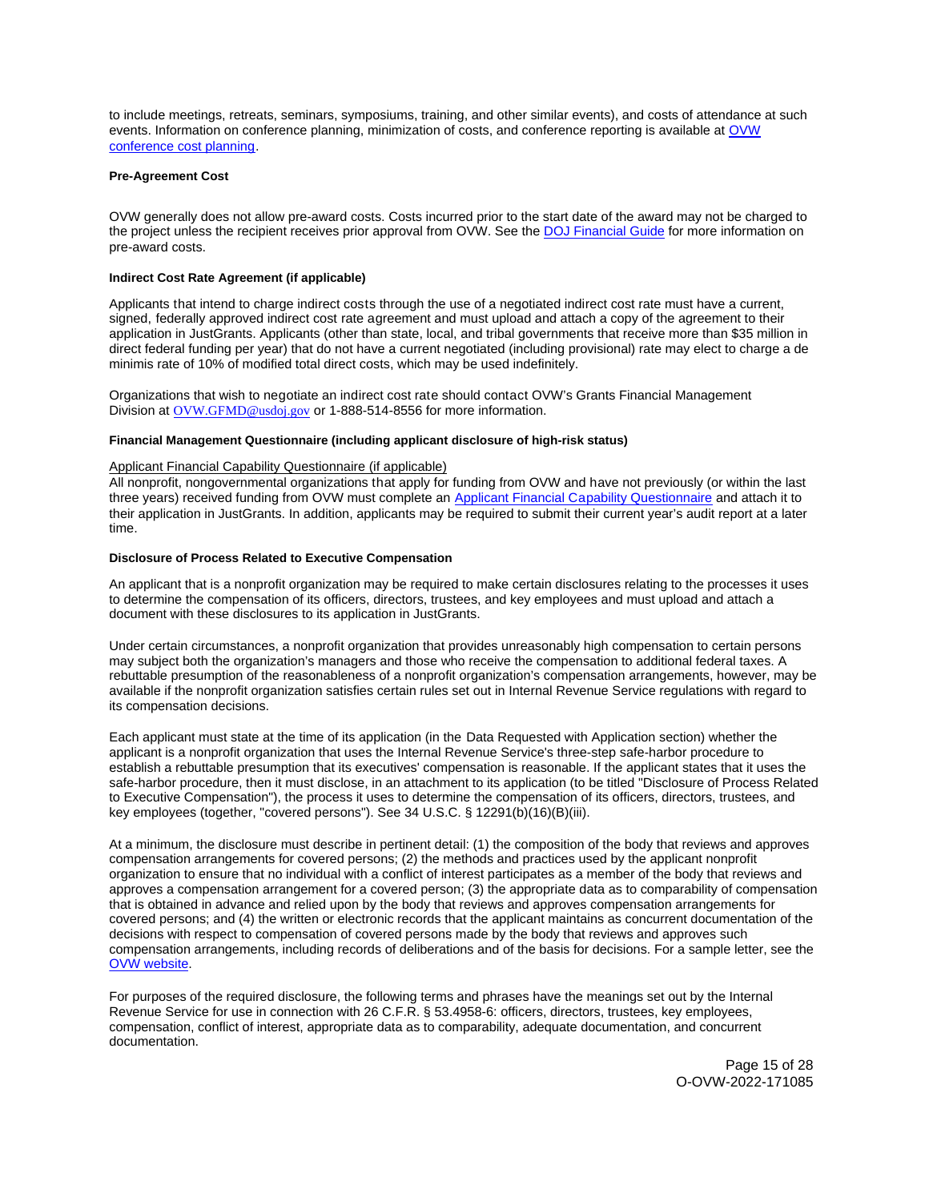to include meetings, retreats, seminars, symposiums, training, and other similar events), and costs of attendance at such events. Information on conference planning, minimization of costs, and conference reporting is available at [OVW conference cost planning](#).

**Pre-Agreement Cost**

OVW generally does not allow pre-award costs. Costs incurred prior to the start date of the award may not be charged to the project unless the recipient receives prior approval from OVW. See the [DOJ Financial Guide](#) for more information on pre-award costs.

**Indirect Cost Rate Agreement (if applicable)**

Applicants that intend to charge indirect costs through the use of a negotiated indirect cost rate must have a current, signed, federally approved indirect cost rate agreement and must upload and attach a copy of the agreement to their application in JustGrants. Applicants (other than state, local, and tribal governments that receive more than $35 million in direct federal funding per year) that do not have a current negotiated (including provisional) rate may elect to charge a de minimis rate of 10% of modified total direct costs, which may be used indefinitely.

Organizations that wish to negotiate an indirect cost rate should contact OVW's Grants Financial Management Division at [OVW.GFMD@usdoj.gov](mailto:OVW.GFMD@usdoj.gov) or 1-888-514-8556 for more information.

**Financial Management Questionnaire (including applicant disclosure of high-risk status)**

Applicant Financial Capability Questionnaire (if applicable)

All nonprofit, nongovernmental organizations that apply for funding from OVW and have not previously (or within the last three years) received funding from OVW must complete an [Applicant Financial Capability Questionnaire](#) and attach it to their application in JustGrants. In addition, applicants may be required to submit their current year's audit report at a later time.

**Disclosure of Process Related to Executive Compensation**

An applicant that is a nonprofit organization may be required to make certain disclosures relating to the processes it uses to determine the compensation of its officers, directors, trustees, and key employees and must upload and attach a document with these disclosures to its application in JustGrants.

Under certain circumstances, a nonprofit organization that provides unreasonably high compensation to certain persons may subject both the organization's managers and those who receive the compensation to additional federal taxes. A rebuttable presumption of the reasonableness of a nonprofit organization's compensation arrangements, however, may be available if the nonprofit organization satisfies certain rules set out in Internal Revenue Service regulations with regard to its compensation decisions.

Each applicant must state at the time of its application (in the Data Requested with Application section) whether the applicant is a nonprofit organization that uses the Internal Revenue Service's three-step safe-harbor procedure to establish a rebuttable presumption that its executives' compensation is reasonable. If the applicant states that it uses the safe-harbor procedure, then it must disclose, in an attachment to its application (to be titled "Disclosure of Process Related to Executive Compensation"), the process it uses to determine the compensation of its officers, directors, trustees, and key employees (together, "covered persons"). See 34 U.S.C. § 12291(b)(16)(B)(iii).

At a minimum, the disclosure must describe in pertinent detail: (1) the composition of the body that reviews and approves compensation arrangements for covered persons; (2) the methods and practices used by the applicant nonprofit organization to ensure that no individual with a conflict of interest participates as a member of the body that reviews and approves a compensation arrangement for a covered person; (3) the appropriate data as to comparability of compensation that is obtained in advance and relied upon by the body that reviews and approves compensation arrangements for covered persons; and (4) the written or electronic records that the applicant maintains as concurrent documentation of the decisions with respect to compensation of covered persons made by the body that reviews and approves such compensation arrangements, including records of deliberations and of the basis for decisions. For a sample letter, see the [OVW website](#).

For purposes of the required disclosure, the following terms and phrases have the meanings set out by the Internal Revenue Service for use in connection with 26 C.F.R. § 53.4958-6: officers, directors, trustees, key employees, compensation, conflict of interest, appropriate data as to comparability, adequate documentation, and concurrent documentation.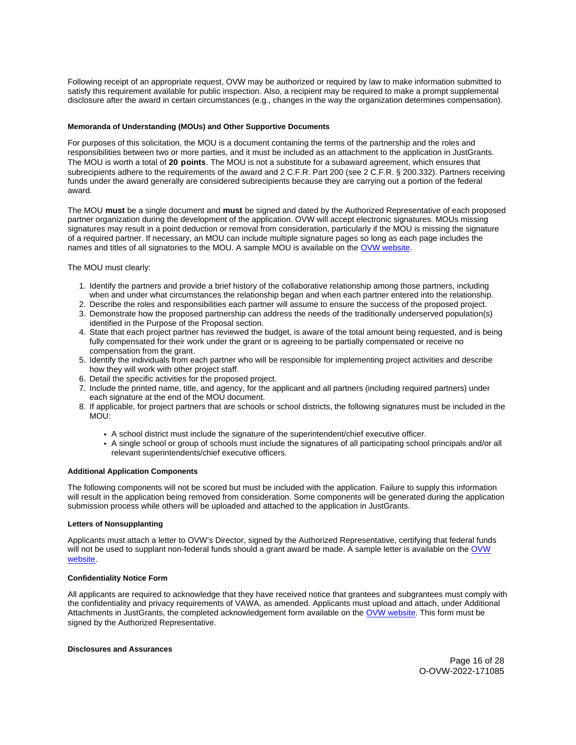Following receipt of an appropriate request, OVW may be authorized or required by law to make information submitted to satisfy this requirement available for public inspection. Also, a recipient may be required to make a prompt supplemental disclosure after the award in certain circumstances (e.g., changes in the way the organization determines compensation).

**Memoranda of Understanding (MOUs) and Other Supportive Documents**

For purposes of this solicitation, the MOU is a document containing the terms of the partnership and the roles and responsibilities between two or more parties, and it must be included as an attachment to the application in JustGrants. The MOU is worth a total of **20 points**. The MOU is not a substitute for a subaward agreement, which ensures that subrecipients adhere to the requirements of the award and 2 C.F.R. Part 200 (see 2 C.F.R. § 200.332). Partners receiving funds under the award generally are considered subrecipients because they are carrying out a portion of the federal award.

The MOU **must** be a single document and **must** be signed and dated by the Authorized Representative of each proposed partner organization during the development of the application. OVW will accept electronic signatures. MOUs missing signatures may result in a point deduction or removal from consideration, particularly if the MOU is missing the signature of a required partner. If necessary, an MOU can include multiple signature pages so long as each page includes the names and titles of all signatories to the MOU. A sample MOU is available on the OVW website.

The MOU must clearly:

1. Identify the partners and provide a brief history of the collaborative relationship among those partners, including when and under what circumstances the relationship began and when each partner entered into the relationship.
2. Describe the roles and responsibilities each partner will assume to ensure the success of the proposed project.
3. Demonstrate how the proposed partnership can address the needs of the traditionally underserved population(s) identified in the Purpose of the Proposal section.
4. State that each project partner has reviewed the budget, is aware of the total amount being requested, and is being fully compensated for their work under the grant or is agreeing to be partially compensated or receive no compensation from the grant.
5. Identify the individuals from each partner who will be responsible for implementing project activities and describe how they will work with other project staff.
6. Detail the specific activities for the proposed project.
7. Include the printed name, title, and agency, for the applicant and all partners (including required partners) under each signature at the end of the MOU document.
8. If applicable, for project partners that are schools or school districts, the following signatures must be included in the MOU:
   - A school district must include the signature of the superintendent/chief executive officer.
   - A single school or group of schools must include the signatures of all participating school principals and/or all relevant superintendents/chief executive officers.

**Additional Application Components**

The following components will not be scored but must be included with the application. Failure to supply this information will result in the application being removed from consideration. Some components will be generated during the application submission process while others will be uploaded and attached to the application in JustGrants.

**Letters of Nonsupplanting**

Applicants must attach a letter to OVW's Director, signed by the Authorized Representative, certifying that federal funds will not be used to supplant non-federal funds should a grant award be made. A sample letter is available on the OVW website.

**Confidentiality Notice Form**

All applicants are required to acknowledge that they have received notice that grantees and subgrantees must comply with the confidentiality and privacy requirements of VAWA, as amended. Applicants must upload and attach, under Additional Attachments in JustGrants, the completed acknowledgement form available on the OVW website. This form must be signed by the Authorized Representative.

**Disclosures and Assurances**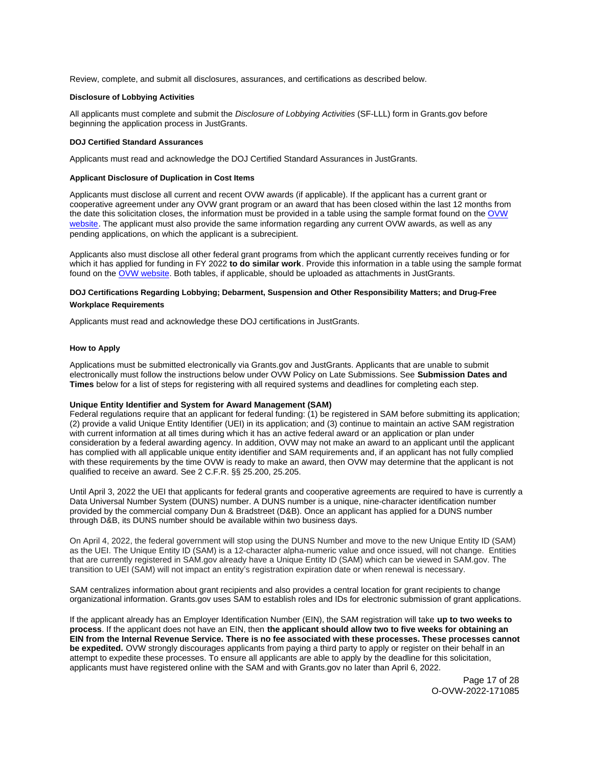Review, complete, and submit all disclosures, assurances, and certifications as described below.

**Disclosure of Lobbying Activities**

All applicants must complete and submit the *Disclosure of Lobbying Activities* (SF-LLL) form in Grants.gov before beginning the application process in JustGrants.

**DOJ Certified Standard Assurances**

Applicants must read and acknowledge the DOJ Certified Standard Assurances in JustGrants.

**Applicant Disclosure of Duplication in Cost Items**

Applicants must disclose all current and recent OVW awards (if applicable). If the applicant has a current grant or cooperative agreement under any OVW grant program or an award that has been closed within the last 12 months from the date this solicitation closes, the information must be provided in a table using the sample format found on the OVW website. The applicant must also provide the same information regarding any current OVW awards, as well as any pending applications, on which the applicant is a subrecipient.

Applicants also must disclose all other federal grant programs from which the applicant currently receives funding or for which it has applied for funding in FY 2022 **to do similar work**. Provide this information in a table using the sample format found on the OVW website. Both tables, if applicable, should be uploaded as attachments in JustGrants.

**DOJ Certifications Regarding Lobbying; Debarment, Suspension and Other Responsibility Matters; and Drug-Free Workplace Requirements**

Applicants must read and acknowledge these DOJ certifications in JustGrants.

**How to Apply**

Applications must be submitted electronically via Grants.gov and JustGrants. Applicants that are unable to submit electronically must follow the instructions below under OVW Policy on Late Submissions. See **Submission Dates and Times** below for a list of steps for registering with all required systems and deadlines for completing each step.

**Unique Entity Identifier and System for Award Management (SAM)**

Federal regulations require that an applicant for federal funding: (1) be registered in SAM before submitting its application; (2) provide a valid Unique Entity Identifier (UEI) in its application; and (3) continue to maintain an active SAM registration with current information at all times during which it has an active federal award or an application or plan under consideration by a federal awarding agency. In addition, OVW may not make an award to an applicant until the applicant has complied with all applicable unique entity identifier and SAM requirements and, if an applicant has not fully complied with these requirements by the time OVW is ready to make an award, then OVW may determine that the applicant is not qualified to receive an award. See 2 C.F.R. §§ 25.200, 25.205.

Until April 3, 2022 the UEI that applicants for federal grants and cooperative agreements are required to have is currently a Data Universal Number System (DUNS) number. A DUNS number is a unique, nine-character identification number provided by the commercial company Dun & Bradstreet (D&B). Once an applicant has applied for a DUNS number through D&B, its DUNS number should be available within two business days.

On April 4, 2022, the federal government will stop using the DUNS Number and move to the new Unique Entity ID (SAM) as the UEI. The Unique Entity ID (SAM) is a 12-character alpha-numeric value and once issued, will not change. Entities that are currently registered in SAM.gov already have a Unique Entity ID (SAM) which can be viewed in SAM.gov. The transition to UEI (SAM) will not impact an entity's registration expiration date or when renewal is necessary.

SAM centralizes information about grant recipients and also provides a central location for grant recipients to change organizational information. Grants.gov uses SAM to establish roles and IDs for electronic submission of grant applications.

If the applicant already has an Employer Identification Number (EIN), the SAM registration will take **up to two weeks to process**. If the applicant does not have an EIN, then **the applicant should allow two to five weeks for obtaining an EIN from the Internal Revenue Service. There is no fee associated with these processes. These processes cannot be expedited.** OVW strongly discourages applicants from paying a third party to apply or register on their behalf in an attempt to expedite these processes. To ensure all applicants are able to apply by the deadline for this solicitation, applicants must have registered online with the SAM and with Grants.gov no later than April 6, 2022.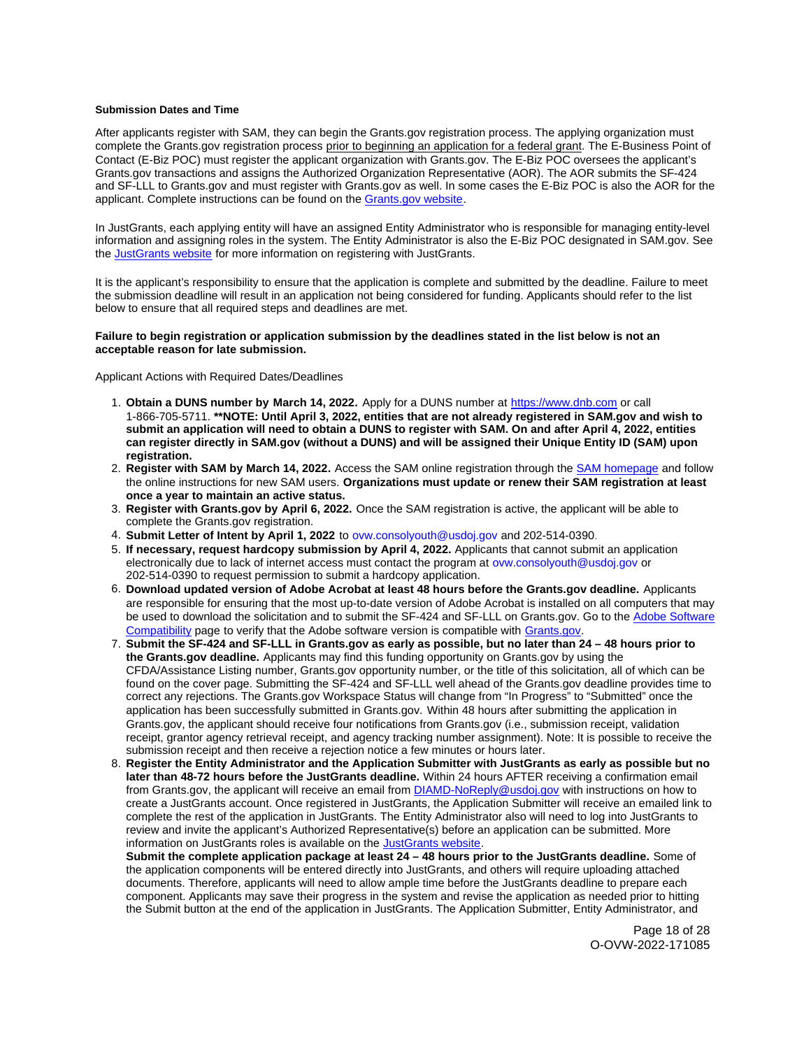**Submission Dates and Time**

After applicants register with SAM, they can begin the Grants.gov registration process. The applying organization must complete the Grants.gov registration process prior to beginning an application for a federal grant. The E-Business Point of Contact (E-Biz POC) must register the applicant organization with Grants.gov. The E-Biz POC oversees the applicant's Grants.gov transactions and assigns the Authorized Organization Representative (AOR). The AOR submits the SF-424 and SF-LLL to Grants.gov and must register with Grants.gov as well. In some cases the E-Biz POC is also the AOR for the applicant. Complete instructions can be found on the Grants.gov website.

In JustGrants, each applying entity will have an assigned Entity Administrator who is responsible for managing entity-level information and assigning roles in the system. The Entity Administrator is also the E-Biz POC designated in SAM.gov. See the JustGrants website for more information on registering with JustGrants.

It is the applicant's responsibility to ensure that the application is complete and submitted by the deadline. Failure to meet the submission deadline will result in an application not being considered for funding. Applicants should refer to the list below to ensure that all required steps and deadlines are met.

**Failure to begin registration or application submission by the deadlines stated in the list below is not an acceptable reason for late submission.**

Applicant Actions with Required Dates/Deadlines

1. **Obtain a DUNS number by March 14, 2022.** Apply for a DUNS number at https://www.dnb.com or call 1-866-705-5711. ****NOTE: Until April 3, 2022, entities that are not already registered in SAM.gov and wish to submit an application will need to obtain a DUNS to register with SAM. On and after April 4, 2022, entities can register directly in SAM.gov (without a DUNS) and will be assigned their Unique Entity ID (SAM) upon registration.**
2. **Register with SAM by March 14, 2022.** Access the SAM online registration through the SAM homepage and follow the online instructions for new SAM users. **Organizations must update or renew their SAM registration at least once a year to maintain an active status.**
3. **Register with Grants.gov by April 6, 2022.** Once the SAM registration is active, the applicant will be able to complete the Grants.gov registration.
4. **Submit Letter of Intent by April 1, 2022** to ovw.consolyouth@usdoj.gov and 202-514-0390.
5. **If necessary, request hardcopy submission by April 4, 2022.** Applicants that cannot submit an application electronically due to lack of internet access must contact the program at ovw.consolyouth@usdoj.gov or 202-514-0390 to request permission to submit a hardcopy application.
6. **Download updated version of Adobe Acrobat at least 48 hours before the Grants.gov deadline.** Applicants are responsible for ensuring that the most up-to-date version of Adobe Acrobat is installed on all computers that may be used to download the solicitation and to submit the SF-424 and SF-LLL on Grants.gov. Go to the Adobe Software Compatibility page to verify that the Adobe software version is compatible with Grants.gov.
7. **Submit the SF-424 and SF-LLL in Grants.gov as early as possible, but no later than 24 – 48 hours prior to the Grants.gov deadline.** Applicants may find this funding opportunity on Grants.gov by using the CFDA/Assistance Listing number, Grants.gov opportunity number, or the title of this solicitation, all of which can be found on the cover page. Submitting the SF-424 and SF-LLL well ahead of the Grants.gov deadline provides time to correct any rejections. The Grants.gov Workspace Status will change from "In Progress" to "Submitted" once the application has been successfully submitted in Grants.gov. Within 48 hours after submitting the application in Grants.gov, the applicant should receive four notifications from Grants.gov (i.e., submission receipt, validation receipt, grantor agency retrieval receipt, and agency tracking number assignment). Note: It is possible to receive the submission receipt and then receive a rejection notice a few minutes or hours later.
8. **Register the Entity Administrator and the Application Submitter with JustGrants as early as possible but no later than 48-72 hours before the JustGrants deadline.** Within 24 hours AFTER receiving a confirmation email from Grants.gov, the applicant will receive an email from DIAMD-NoReply@usdoj.gov with instructions on how to create a JustGrants account. Once registered in JustGrants, the Application Submitter will receive an emailed link to complete the rest of the application in JustGrants. The Entity Administrator also will need to log into JustGrants to review and invite the applicant's Authorized Representative(s) before an application can be submitted. More information on JustGrants roles is available on the JustGrants website.

   **Submit the complete application package at least 24 – 48 hours prior to the JustGrants deadline.** Some of the application components will be entered directly into JustGrants, and others will require uploading attached documents. Therefore, applicants will need to allow ample time before the JustGrants deadline to prepare each component. Applicants may save their progress in the system and revise the application as needed prior to hitting the Submit button at the end of the application in JustGrants. The Application Submitter, Entity Administrator, and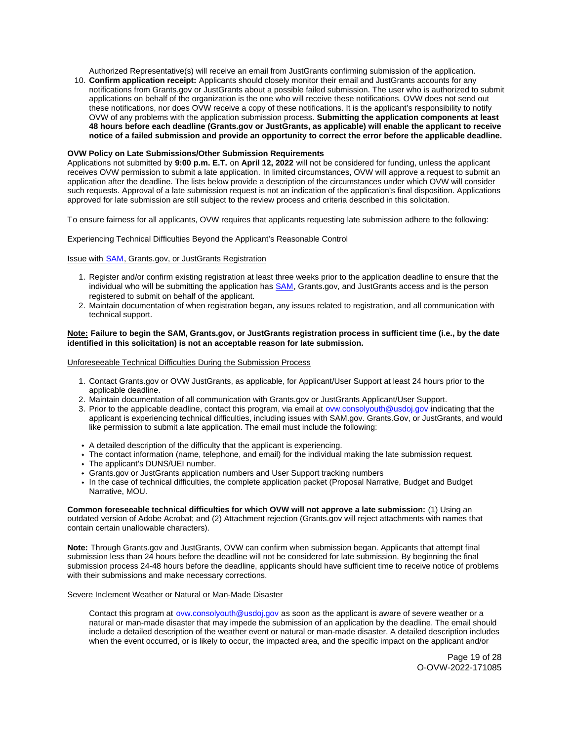Authorized Representative(s) will receive an email from JustGrants confirming submission of the application.

10. **Confirm application receipt:** Applicants should closely monitor their email and JustGrants accounts for any notifications from Grants.gov or JustGrants about a possible failed submission. The user who is authorized to submit applications on behalf of the organization is the one who will receive these notifications. OVW does not send out these notifications, nor does OVW receive a copy of these notifications. It is the applicant's responsibility to notify OVW of any problems with the application submission process. **Submitting the application components at least 48 hours before each deadline (Grants.gov or JustGrants, as applicable) will enable the applicant to receive notice of a failed submission and provide an opportunity to correct the error before the applicable deadline.**

**OVW Policy on Late Submissions/Other Submission Requirements**

Applications not submitted by **9:00 p.m. E.T.** on **April 12, 2022** will not be considered for funding, unless the applicant receives OVW permission to submit a late application. In limited circumstances, OVW will approve a request to submit an application after the deadline. The lists below provide a description of the circumstances under which OVW will consider such requests. Approval of a late submission request is not an indication of the application's final disposition. Applications approved for late submission are still subject to the review process and criteria described in this solicitation.

To ensure fairness for all applicants, OVW requires that applicants requesting late submission adhere to the following:

Experiencing Technical Difficulties Beyond the Applicant's Reasonable Control

Issue with SAM, Grants.gov, or JustGrants Registration

1. Register and/or confirm existing registration at least three weeks prior to the application deadline to ensure that the individual who will be submitting the application has SAM, Grants.gov, and JustGrants access and is the person registered to submit on behalf of the applicant.
2. Maintain documentation of when registration began, any issues related to registration, and all communication with technical support.

**Note: Failure to begin the SAM, Grants.gov, or JustGrants registration process in sufficient time (i.e., by the date identified in this solicitation) is not an acceptable reason for late submission.**

Unforeseeable Technical Difficulties During the Submission Process

1. Contact Grants.gov or OVW JustGrants, as applicable, for Applicant/User Support at least 24 hours prior to the applicable deadline.
2. Maintain documentation of all communication with Grants.gov or JustGrants Applicant/User Support.
3. Prior to the applicable deadline, contact this program, via email at ovw.consolyouth@usdoj.gov indicating that the applicant is experiencing technical difficulties, including issues with SAM.gov. Grants.Gov, or JustGrants, and would like permission to submit a late application. The email must include the following:

- A detailed description of the difficulty that the applicant is experiencing.
- The contact information (name, telephone, and email) for the individual making the late submission request.
- The applicant's DUNS/UEI number.
- Grants.gov or JustGrants application numbers and User Support tracking numbers
- In the case of technical difficulties, the complete application packet (Proposal Narrative, Budget and Budget Narrative, MOU.

**Common foreseeable technical difficulties for which OVW will not approve a late submission:** (1) Using an outdated version of Adobe Acrobat; and (2) Attachment rejection (Grants.gov will reject attachments with names that contain certain unallowable characters).

**Note:** Through Grants.gov and JustGrants, OVW can confirm when submission began. Applicants that attempt final submission less than 24 hours before the deadline will not be considered for late submission. By beginning the final submission process 24-48 hours before the deadline, applicants should have sufficient time to receive notice of problems with their submissions and make necessary corrections.

Severe Inclement Weather or Natural or Man-Made Disaster

Contact this program at ovw.consolyouth@usdoj.gov as soon as the applicant is aware of severe weather or a natural or man-made disaster that may impede the submission of an application by the deadline. The email should include a detailed description of the weather event or natural or man-made disaster. A detailed description includes when the event occurred, or is likely to occur, the impacted area, and the specific impact on the applicant and/or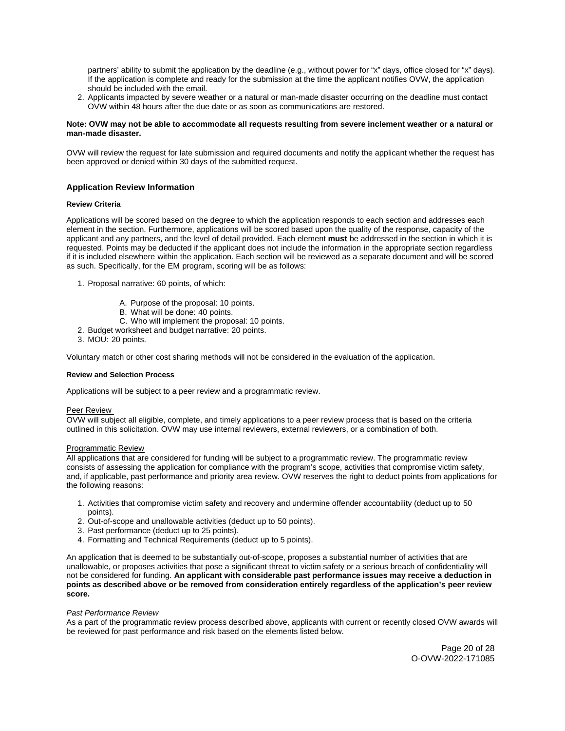partners' ability to submit the application by the deadline (e.g., without power for "x" days, office closed for "x" days). If the application is complete and ready for the submission at the time the applicant notifies OVW, the application should be included with the email.

2. Applicants impacted by severe weather or a natural or man-made disaster occurring on the deadline must contact OVW within 48 hours after the due date or as soon as communications are restored.

**Note: OVW may not be able to accommodate all requests resulting from severe inclement weather or a natural or man-made disaster.**

OVW will review the request for late submission and required documents and notify the applicant whether the request has been approved or denied within 30 days of the submitted request.

### Application Review Information

#### Review Criteria

Applications will be scored based on the degree to which the application responds to each section and addresses each element in the section. Furthermore, applications will be scored based upon the quality of the response, capacity of the applicant and any partners, and the level of detail provided. Each element **must** be addressed in the section in which it is requested. Points may be deducted if the applicant does not include the information in the appropriate section regardless if it is included elsewhere within the application. Each section will be reviewed as a separate document and will be scored as such. Specifically, for the EM program, scoring will be as follows:

1. Proposal narrative: 60 points, of which:
   - A. Purpose of the proposal: 10 points.
   - B. What will be done: 40 points.
   - C. Who will implement the proposal: 10 points.
2. Budget worksheet and budget narrative: 20 points.
3. MOU: 20 points.

Voluntary match or other cost sharing methods will not be considered in the evaluation of the application.

#### Review and Selection Process

Applications will be subject to a peer review and a programmatic review.

Peer Review

OVW will subject all eligible, complete, and timely applications to a peer review process that is based on the criteria outlined in this solicitation. OVW may use internal reviewers, external reviewers, or a combination of both.

Programmatic Review

All applications that are considered for funding will be subject to a programmatic review. The programmatic review consists of assessing the application for compliance with the program's scope, activities that compromise victim safety, and, if applicable, past performance and priority area review. OVW reserves the right to deduct points from applications for the following reasons:

1. Activities that compromise victim safety and recovery and undermine offender accountability (deduct up to 50 points).
2. Out-of-scope and unallowable activities (deduct up to 50 points).
3. Past performance (deduct up to 25 points).
4. Formatting and Technical Requirements (deduct up to 5 points).

An application that is deemed to be substantially out-of-scope, proposes a substantial number of activities that are unallowable, or proposes activities that pose a significant threat to victim safety or a serious breach of confidentiality will not be considered for funding. **An applicant with considerable past performance issues may receive a deduction in points as described above or be removed from consideration entirely regardless of the application's peer review score.**

*Past Performance Review*

As a part of the programmatic review process described above, applicants with current or recently closed OVW awards will be reviewed for past performance and risk based on the elements listed below.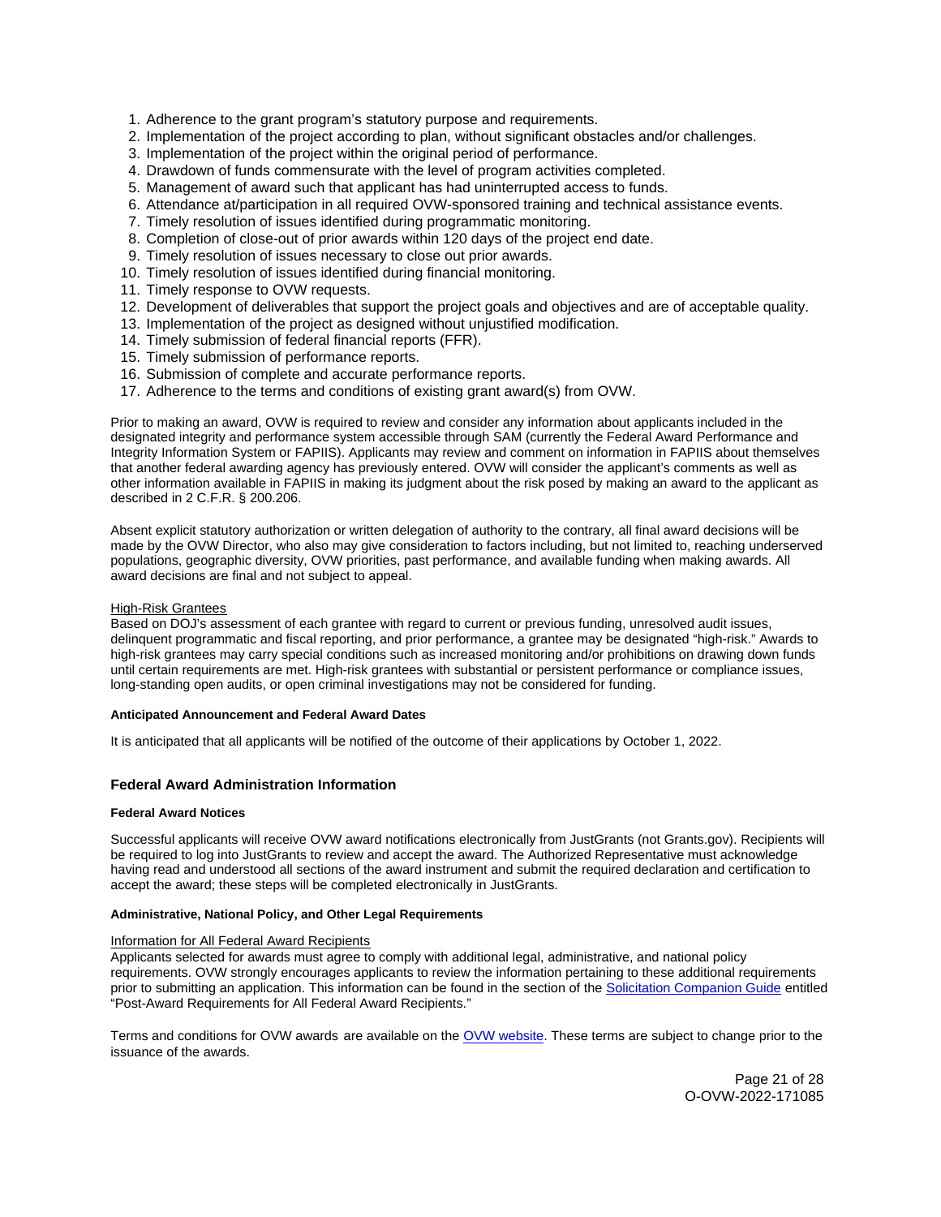1. Adherence to the grant program's statutory purpose and requirements.
2. Implementation of the project according to plan, without significant obstacles and/or challenges.
3. Implementation of the project within the original period of performance.
4. Drawdown of funds commensurate with the level of program activities completed.
5. Management of award such that applicant has had uninterrupted access to funds.
6. Attendance at/participation in all required OVW-sponsored training and technical assistance events.
7. Timely resolution of issues identified during programmatic monitoring.
8. Completion of close-out of prior awards within 120 days of the project end date.
9. Timely resolution of issues necessary to close out prior awards.
10. Timely resolution of issues identified during financial monitoring.
11. Timely response to OVW requests.
12. Development of deliverables that support the project goals and objectives and are of acceptable quality.
13. Implementation of the project as designed without unjustified modification.
14. Timely submission of federal financial reports (FFR).
15. Timely submission of performance reports.
16. Submission of complete and accurate performance reports.
17. Adherence to the terms and conditions of existing grant award(s) from OVW.

Prior to making an award, OVW is required to review and consider any information about applicants included in the designated integrity and performance system accessible through SAM (currently the Federal Award Performance and Integrity Information System or FAPIIS). Applicants may review and comment on information in FAPIIS about themselves that another federal awarding agency has previously entered. OVW will consider the applicant's comments as well as other information available in FAPIIS in making its judgment about the risk posed by making an award to the applicant as described in 2 C.F.R. § 200.206.

Absent explicit statutory authorization or written delegation of authority to the contrary, all final award decisions will be made by the OVW Director, who also may give consideration to factors including, but not limited to, reaching underserved populations, geographic diversity, OVW priorities, past performance, and available funding when making awards. All award decisions are final and not subject to appeal.

High-Risk Grantees

Based on DOJ's assessment of each grantee with regard to current or previous funding, unresolved audit issues, delinquent programmatic and fiscal reporting, and prior performance, a grantee may be designated "high-risk." Awards to high-risk grantees may carry special conditions such as increased monitoring and/or prohibitions on drawing down funds until certain requirements are met. High-risk grantees with substantial or persistent performance or compliance issues, long-standing open audits, or open criminal investigations may not be considered for funding.

#### Anticipated Announcement and Federal Award Dates

It is anticipated that all applicants will be notified of the outcome of their applications by October 1, 2022.

### Federal Award Administration Information

#### Federal Award Notices

Successful applicants will receive OVW award notifications electronically from JustGrants (not Grants.gov). Recipients will be required to log into JustGrants to review and accept the award. The Authorized Representative must acknowledge having read and understood all sections of the award instrument and submit the required declaration and certification to accept the award; these steps will be completed electronically in JustGrants.

#### Administrative, National Policy, and Other Legal Requirements

Information for All Federal Award Recipients

Applicants selected for awards must agree to comply with additional legal, administrative, and national policy requirements. OVW strongly encourages applicants to review the information pertaining to these additional requirements prior to submitting an application. This information can be found in the section of the Solicitation Companion Guide entitled "Post-Award Requirements for All Federal Award Recipients."

Terms and conditions for OVW awards are available on the OVW website. These terms are subject to change prior to the issuance of the awards.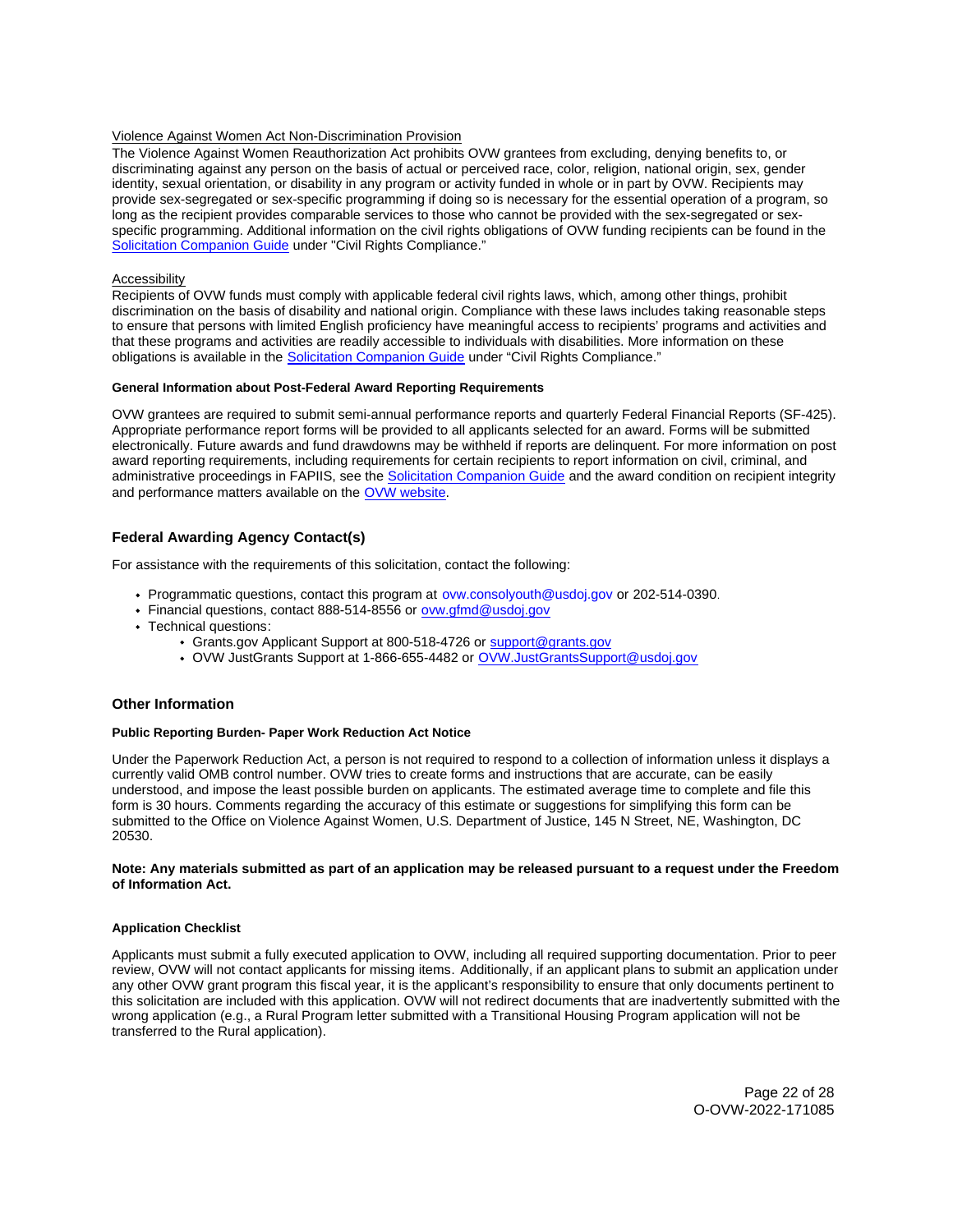Violence Against Women Act Non-Discrimination Provision

The Violence Against Women Reauthorization Act prohibits OVW grantees from excluding, denying benefits to, or discriminating against any person on the basis of actual or perceived race, color, religion, national origin, sex, gender identity, sexual orientation, or disability in any program or activity funded in whole or in part by OVW. Recipients may provide sex-segregated or sex-specific programming if doing so is necessary for the essential operation of a program, so long as the recipient provides comparable services to those who cannot be provided with the sex-segregated or sex-specific programming. Additional information on the civil rights obligations of OVW funding recipients can be found in the Solicitation Companion Guide under "Civil Rights Compliance."

Accessibility

Recipients of OVW funds must comply with applicable federal civil rights laws, which, among other things, prohibit discrimination on the basis of disability and national origin. Compliance with these laws includes taking reasonable steps to ensure that persons with limited English proficiency have meaningful access to recipients' programs and activities and that these programs and activities are readily accessible to individuals with disabilities. More information on these obligations is available in the Solicitation Companion Guide under "Civil Rights Compliance."

**General Information about Post-Federal Award Reporting Requirements**

OVW grantees are required to submit semi-annual performance reports and quarterly Federal Financial Reports (SF-425). Appropriate performance report forms will be provided to all applicants selected for an award. Forms will be submitted electronically. Future awards and fund drawdowns may be withheld if reports are delinquent. For more information on post award reporting requirements, including requirements for certain recipients to report information on civil, criminal, and administrative proceedings in FAPIIS, see the Solicitation Companion Guide and the award condition on recipient integrity and performance matters available on the OVW website.

## Federal Awarding Agency Contact(s)

For assistance with the requirements of this solicitation, contact the following:

- Programmatic questions, contact this program at ovw.consolyouth@usdoj.gov or 202-514-0390.
- Financial questions, contact 888-514-8556 or ovw.gfmd@usdoj.gov
- Technical questions:
  - Grants.gov Applicant Support at 800-518-4726 or support@grants.gov
  - OVW JustGrants Support at 1-866-655-4482 or OVW.JustGrantsSupport@usdoj.gov

## Other Information

**Public Reporting Burden- Paper Work Reduction Act Notice**

Under the Paperwork Reduction Act, a person is not required to respond to a collection of information unless it displays a currently valid OMB control number. OVW tries to create forms and instructions that are accurate, can be easily understood, and impose the least possible burden on applicants. The estimated average time to complete and file this form is 30 hours. Comments regarding the accuracy of this estimate or suggestions for simplifying this form can be submitted to the Office on Violence Against Women, U.S. Department of Justice, 145 N Street, NE, Washington, DC 20530.

**Note: Any materials submitted as part of an application may be released pursuant to a request under the Freedom of Information Act.**

**Application Checklist**

Applicants must submit a fully executed application to OVW, including all required supporting documentation. Prior to peer review, OVW will not contact applicants for missing items. Additionally, if an applicant plans to submit an application under any other OVW grant program this fiscal year, it is the applicant's responsibility to ensure that only documents pertinent to this solicitation are included with this application. OVW will not redirect documents that are inadvertently submitted with the wrong application (e.g., a Rural Program letter submitted with a Transitional Housing Program application will not be transferred to the Rural application).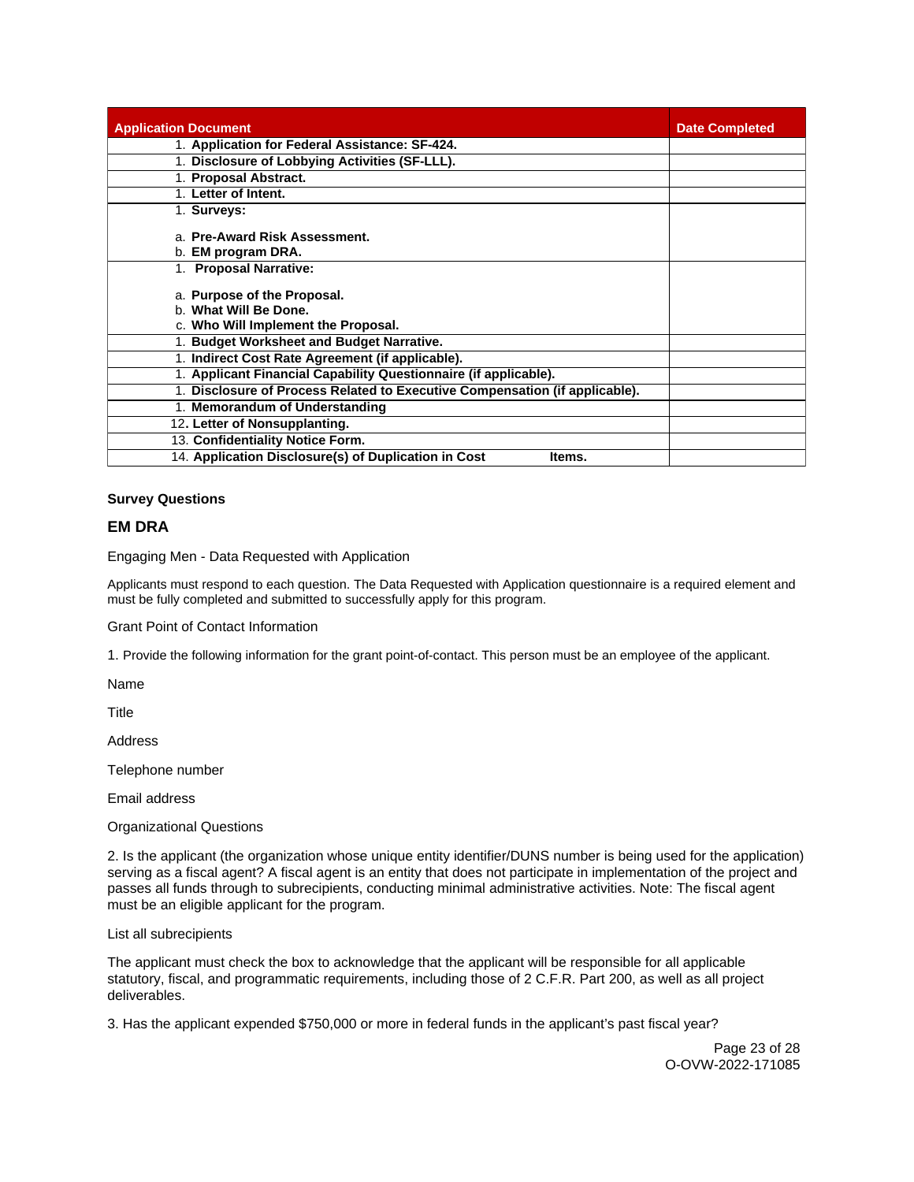| Application Document | Date Completed |
|---|---|
| 1. **Application for Federal Assistance: SF-424.** | |
| 1. **Disclosure of Lobbying Activities (SF-LLL).** | |
| 1. **Proposal Abstract.** | |
| 1. **Letter of Intent.** | |
| 1. **Surveys:**<br><br>a. **Pre-Award Risk Assessment.**<br>b. **EM program DRA.** | |
| 1. **Proposal Narrative:**<br><br>a. **Purpose of the Proposal.**<br>b. **What Will Be Done.**<br>c. **Who Will Implement the Proposal.** | |
| 1. **Budget Worksheet and Budget Narrative.** | |
| 1. **Indirect Cost Rate Agreement (if applicable).** | |
| 1. **Applicant Financial Capability Questionnaire (if applicable).** | |
| 1. **Disclosure of Process Related to Executive Compensation (if applicable).** | |
| 1. **Memorandum of Understanding** | |
| 12**. Letter of Nonsupplanting.** | |
| 13. **Confidentiality Notice Form.** | |
| 14. **Application Disclosure(s) of Duplication in Cost Items.** | |

**Survey Questions**

### EM DRA

Engaging Men - Data Requested with Application

Applicants must respond to each question. The Data Requested with Application questionnaire is a required element and must be fully completed and submitted to successfully apply for this program.

Grant Point of Contact Information

1. Provide the following information for the grant point-of-contact. This person must be an employee of the applicant.

Name

Title

Address

Telephone number

Email address

Organizational Questions

2. Is the applicant (the organization whose unique entity identifier/DUNS number is being used for the application) serving as a fiscal agent? A fiscal agent is an entity that does not participate in implementation of the project and passes all funds through to subrecipients, conducting minimal administrative activities. Note: The fiscal agent must be an eligible applicant for the program.

List all subrecipients

The applicant must check the box to acknowledge that the applicant will be responsible for all applicable statutory, fiscal, and programmatic requirements, including those of 2 C.F.R. Part 200, as well as all project deliverables.

3. Has the applicant expended $750,000 or more in federal funds in the applicant's past fiscal year?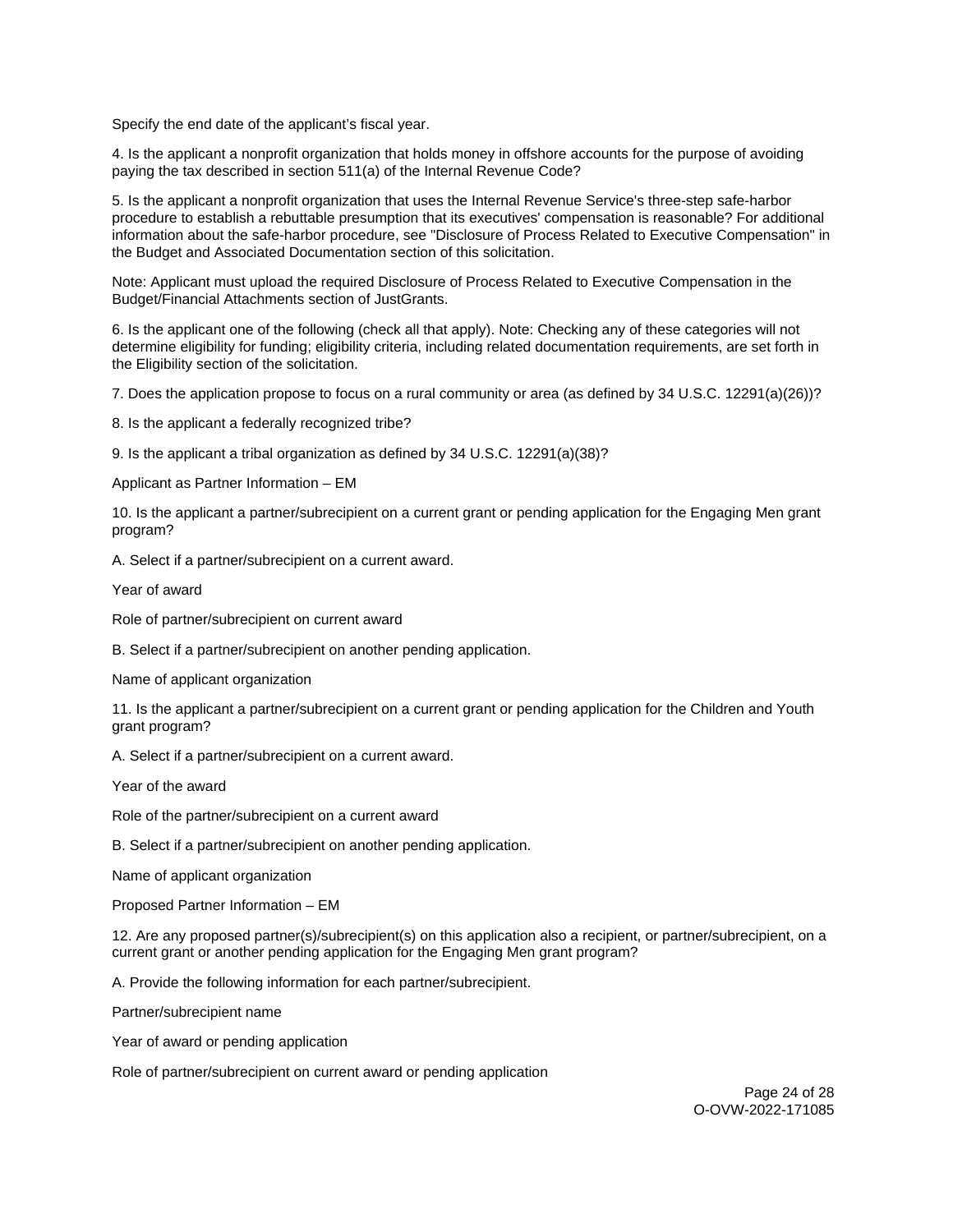Specify the end date of the applicant's fiscal year.

4. Is the applicant a nonprofit organization that holds money in offshore accounts for the purpose of avoiding paying the tax described in section 511(a) of the Internal Revenue Code?

5. Is the applicant a nonprofit organization that uses the Internal Revenue Service's three-step safe-harbor procedure to establish a rebuttable presumption that its executives' compensation is reasonable? For additional information about the safe-harbor procedure, see "Disclosure of Process Related to Executive Compensation" in the Budget and Associated Documentation section of this solicitation.

Note: Applicant must upload the required Disclosure of Process Related to Executive Compensation in the Budget/Financial Attachments section of JustGrants.

6. Is the applicant one of the following (check all that apply). Note: Checking any of these categories will not determine eligibility for funding; eligibility criteria, including related documentation requirements, are set forth in the Eligibility section of the solicitation.

7. Does the application propose to focus on a rural community or area (as defined by 34 U.S.C. 12291(a)(26))?

8. Is the applicant a federally recognized tribe?

9. Is the applicant a tribal organization as defined by 34 U.S.C. 12291(a)(38)?

Applicant as Partner Information – EM

10. Is the applicant a partner/subrecipient on a current grant or pending application for the Engaging Men grant program?

A. Select if a partner/subrecipient on a current award.

Year of award

Role of partner/subrecipient on current award

B. Select if a partner/subrecipient on another pending application.

Name of applicant organization

11. Is the applicant a partner/subrecipient on a current grant or pending application for the Children and Youth grant program?

A. Select if a partner/subrecipient on a current award.

Year of the award

Role of the partner/subrecipient on a current award

B. Select if a partner/subrecipient on another pending application.

Name of applicant organization

Proposed Partner Information – EM

12. Are any proposed partner(s)/subrecipient(s) on this application also a recipient, or partner/subrecipient, on a current grant or another pending application for the Engaging Men grant program?

A. Provide the following information for each partner/subrecipient.

Partner/subrecipient name

Year of award or pending application

Role of partner/subrecipient on current award or pending application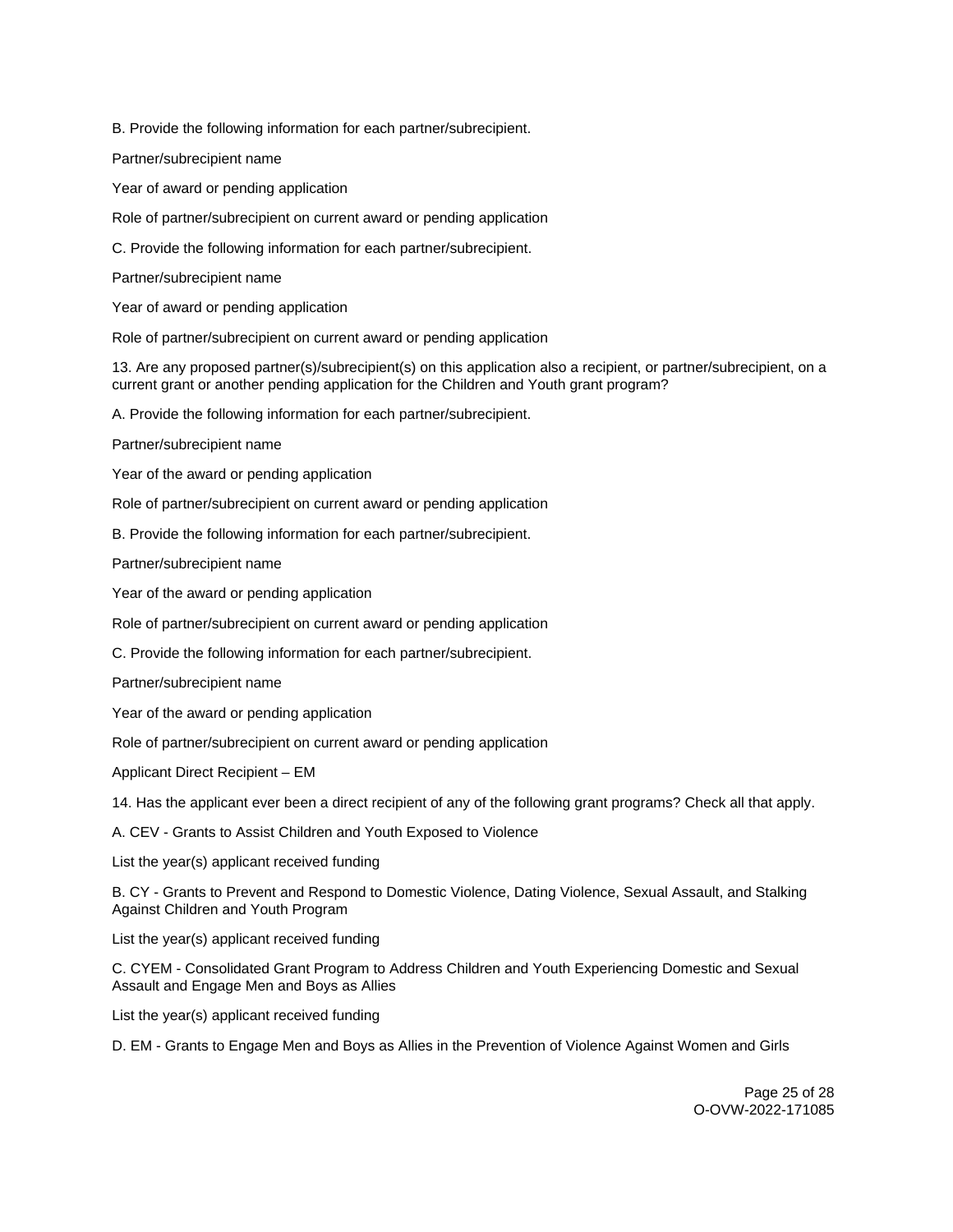B. Provide the following information for each partner/subrecipient.

Partner/subrecipient name

Year of award or pending application

Role of partner/subrecipient on current award or pending application

C. Provide the following information for each partner/subrecipient.

Partner/subrecipient name

Year of award or pending application

Role of partner/subrecipient on current award or pending application

13. Are any proposed partner(s)/subrecipient(s) on this application also a recipient, or partner/subrecipient, on a current grant or another pending application for the Children and Youth grant program?

A. Provide the following information for each partner/subrecipient.

Partner/subrecipient name

Year of the award or pending application

Role of partner/subrecipient on current award or pending application

B. Provide the following information for each partner/subrecipient.

Partner/subrecipient name

Year of the award or pending application

Role of partner/subrecipient on current award or pending application

C. Provide the following information for each partner/subrecipient.

Partner/subrecipient name

Year of the award or pending application

Role of partner/subrecipient on current award or pending application

Applicant Direct Recipient – EM

14. Has the applicant ever been a direct recipient of any of the following grant programs? Check all that apply.

A. CEV - Grants to Assist Children and Youth Exposed to Violence

List the year(s) applicant received funding

B. CY - Grants to Prevent and Respond to Domestic Violence, Dating Violence, Sexual Assault, and Stalking Against Children and Youth Program

List the year(s) applicant received funding

C. CYEM - Consolidated Grant Program to Address Children and Youth Experiencing Domestic and Sexual Assault and Engage Men and Boys as Allies

List the year(s) applicant received funding

D. EM - Grants to Engage Men and Boys as Allies in the Prevention of Violence Against Women and Girls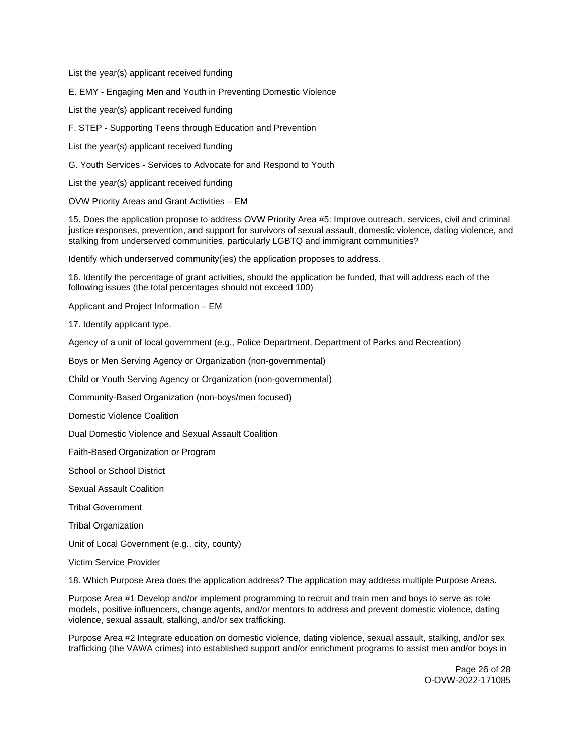List the year(s) applicant received funding

E. EMY - Engaging Men and Youth in Preventing Domestic Violence

List the year(s) applicant received funding

F. STEP - Supporting Teens through Education and Prevention

List the year(s) applicant received funding

G. Youth Services - Services to Advocate for and Respond to Youth

List the year(s) applicant received funding

OVW Priority Areas and Grant Activities – EM

15. Does the application propose to address OVW Priority Area #5: Improve outreach, services, civil and criminal justice responses, prevention, and support for survivors of sexual assault, domestic violence, dating violence, and stalking from underserved communities, particularly LGBTQ and immigrant communities?

Identify which underserved community(ies) the application proposes to address.

16. Identify the percentage of grant activities, should the application be funded, that will address each of the following issues (the total percentages should not exceed 100)

Applicant and Project Information – EM

17. Identify applicant type.

Agency of a unit of local government (e.g., Police Department, Department of Parks and Recreation)

Boys or Men Serving Agency or Organization (non-governmental)

Child or Youth Serving Agency or Organization (non-governmental)

Community-Based Organization (non-boys/men focused)

Domestic Violence Coalition

Dual Domestic Violence and Sexual Assault Coalition

Faith-Based Organization or Program

School or School District

Sexual Assault Coalition

Tribal Government

Tribal Organization

Unit of Local Government (e.g., city, county)

Victim Service Provider

18. Which Purpose Area does the application address? The application may address multiple Purpose Areas.

Purpose Area #1 Develop and/or implement programming to recruit and train men and boys to serve as role models, positive influencers, change agents, and/or mentors to address and prevent domestic violence, dating violence, sexual assault, stalking, and/or sex trafficking.

Purpose Area #2 Integrate education on domestic violence, dating violence, sexual assault, stalking, and/or sex trafficking (the VAWA crimes) into established support and/or enrichment programs to assist men and/or boys in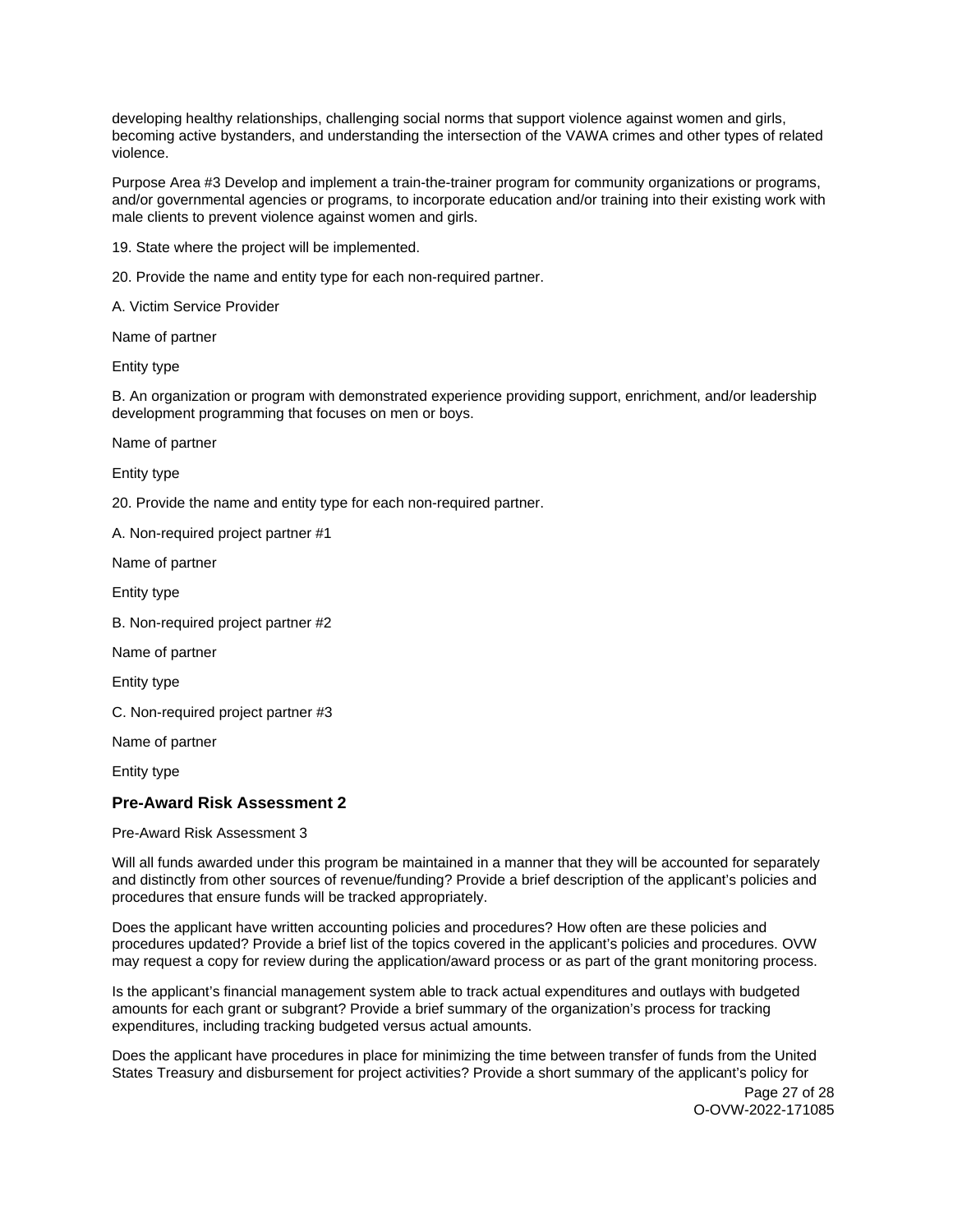developing healthy relationships, challenging social norms that support violence against women and girls, becoming active bystanders, and understanding the intersection of the VAWA crimes and other types of related violence.

Purpose Area #3 Develop and implement a train-the-trainer program for community organizations or programs, and/or governmental agencies or programs, to incorporate education and/or training into their existing work with male clients to prevent violence against women and girls.

19. State where the project will be implemented.

20. Provide the name and entity type for each non-required partner.

A. Victim Service Provider

Name of partner

Entity type

B. An organization or program with demonstrated experience providing support, enrichment, and/or leadership development programming that focuses on men or boys.

Name of partner

Entity type

20. Provide the name and entity type for each non-required partner.

A. Non-required project partner #1

Name of partner

Entity type

B. Non-required project partner #2

Name of partner

Entity type

C. Non-required project partner #3

Name of partner

Entity type

### Pre-Award Risk Assessment 2

Pre-Award Risk Assessment 3

Will all funds awarded under this program be maintained in a manner that they will be accounted for separately and distinctly from other sources of revenue/funding? Provide a brief description of the applicant's policies and procedures that ensure funds will be tracked appropriately.

Does the applicant have written accounting policies and procedures? How often are these policies and procedures updated? Provide a brief list of the topics covered in the applicant's policies and procedures. OVW may request a copy for review during the application/award process or as part of the grant monitoring process.

Is the applicant's financial management system able to track actual expenditures and outlays with budgeted amounts for each grant or subgrant? Provide a brief summary of the organization's process for tracking expenditures, including tracking budgeted versus actual amounts.

Does the applicant have procedures in place for minimizing the time between transfer of funds from the United States Treasury and disbursement for project activities? Provide a short summary of the applicant's policy for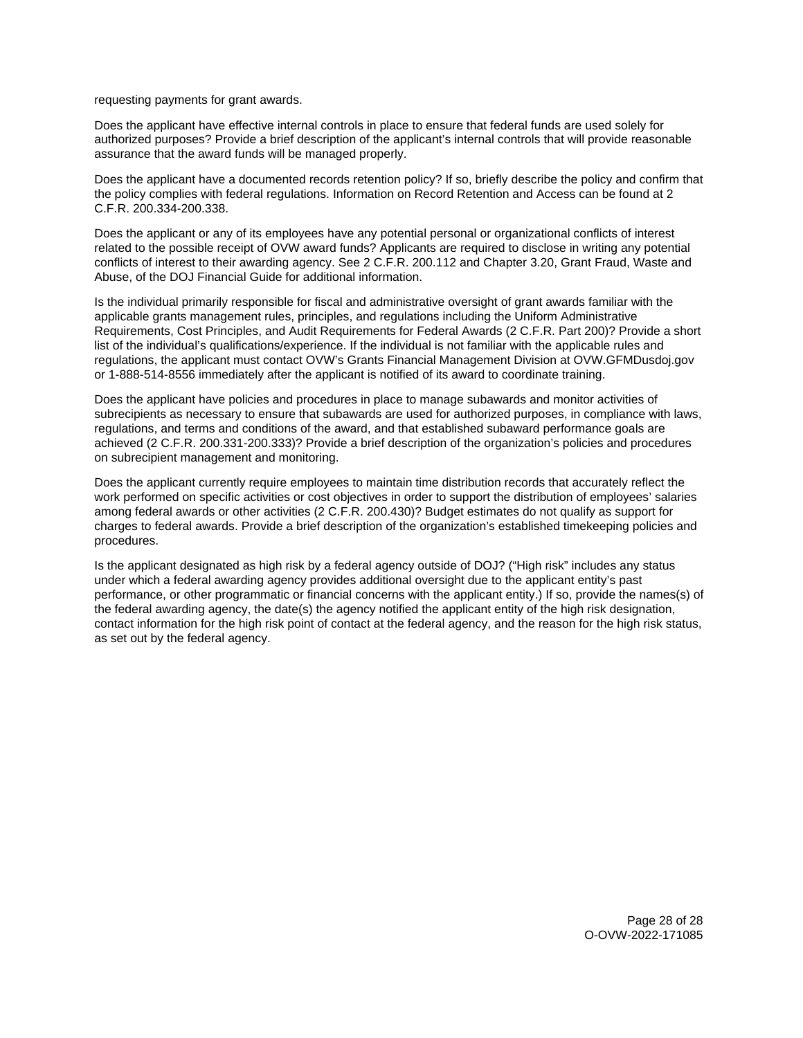requesting payments for grant awards.

Does the applicant have effective internal controls in place to ensure that federal funds are used solely for authorized purposes? Provide a brief description of the applicant's internal controls that will provide reasonable assurance that the award funds will be managed properly.

Does the applicant have a documented records retention policy? If so, briefly describe the policy and confirm that the policy complies with federal regulations. Information on Record Retention and Access can be found at 2 C.F.R. 200.334-200.338.

Does the applicant or any of its employees have any potential personal or organizational conflicts of interest related to the possible receipt of OVW award funds? Applicants are required to disclose in writing any potential conflicts of interest to their awarding agency. See 2 C.F.R. 200.112 and Chapter 3.20, Grant Fraud, Waste and Abuse, of the DOJ Financial Guide for additional information.

Is the individual primarily responsible for fiscal and administrative oversight of grant awards familiar with the applicable grants management rules, principles, and regulations including the Uniform Administrative Requirements, Cost Principles, and Audit Requirements for Federal Awards (2 C.F.R. Part 200)? Provide a short list of the individual's qualifications/experience. If the individual is not familiar with the applicable rules and regulations, the applicant must contact OVW's Grants Financial Management Division at OVW.GFMDusdoj.gov or 1-888-514-8556 immediately after the applicant is notified of its award to coordinate training.

Does the applicant have policies and procedures in place to manage subawards and monitor activities of subrecipients as necessary to ensure that subawards are used for authorized purposes, in compliance with laws, regulations, and terms and conditions of the award, and that established subaward performance goals are achieved (2 C.F.R. 200.331-200.333)? Provide a brief description of the organization's policies and procedures on subrecipient management and monitoring.

Does the applicant currently require employees to maintain time distribution records that accurately reflect the work performed on specific activities or cost objectives in order to support the distribution of employees' salaries among federal awards or other activities (2 C.F.R. 200.430)? Budget estimates do not qualify as support for charges to federal awards. Provide a brief description of the organization's established timekeeping policies and procedures.

Is the applicant designated as high risk by a federal agency outside of DOJ? ("High risk" includes any status under which a federal awarding agency provides additional oversight due to the applicant entity's past performance, or other programmatic or financial concerns with the applicant entity.) If so, provide the names(s) of the federal awarding agency, the date(s) the agency notified the applicant entity of the high risk designation, contact information for the high risk point of contact at the federal agency, and the reason for the high risk status, as set out by the federal agency.